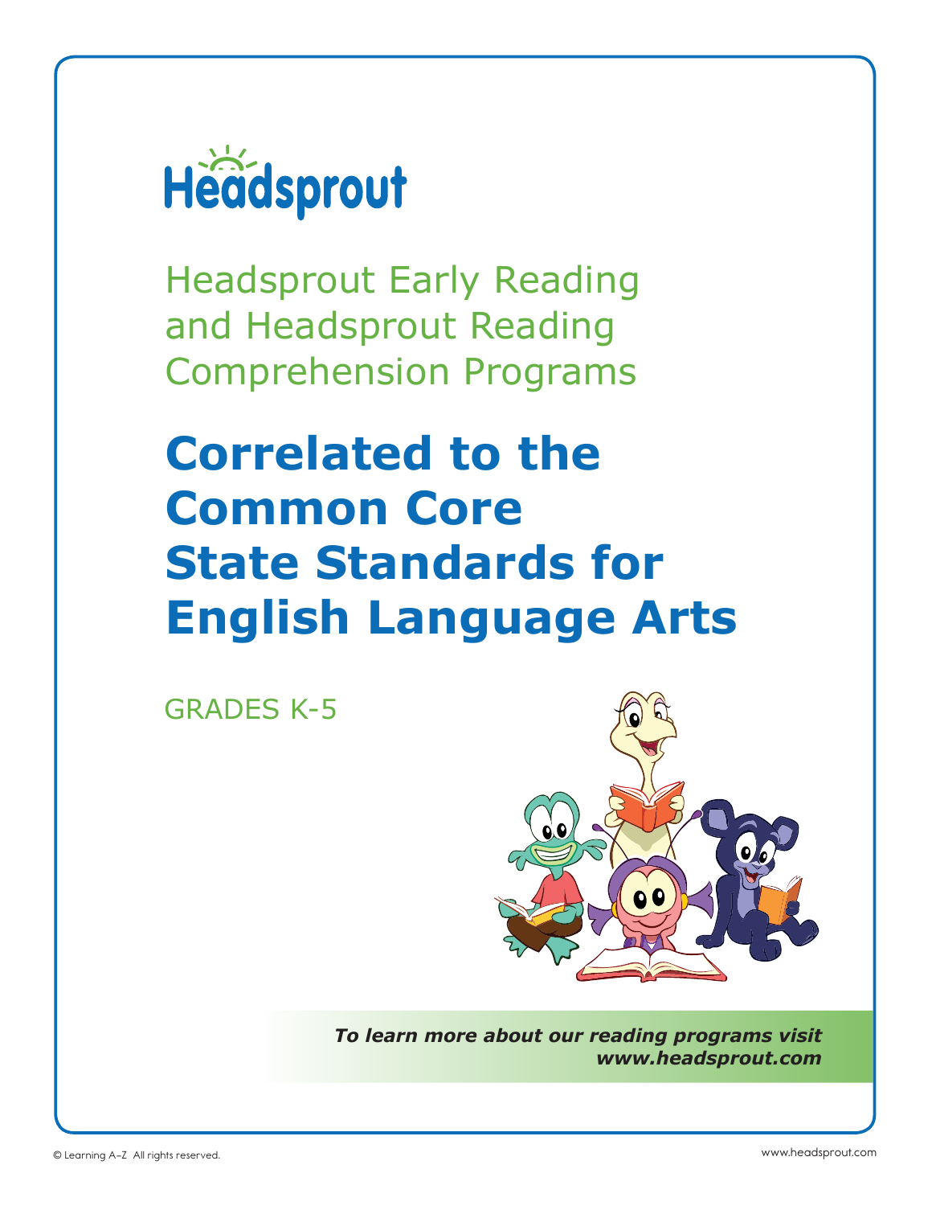# Headsprout

Headsprout Early Reading and Headsprout Reading Comprehension Programs

# Correlated to the Common Core State Standards for English Language Arts

GRADES K-5

***To learn more about our reading programs visit www.headsprout.com***

© Learning A–Z All rights reserved.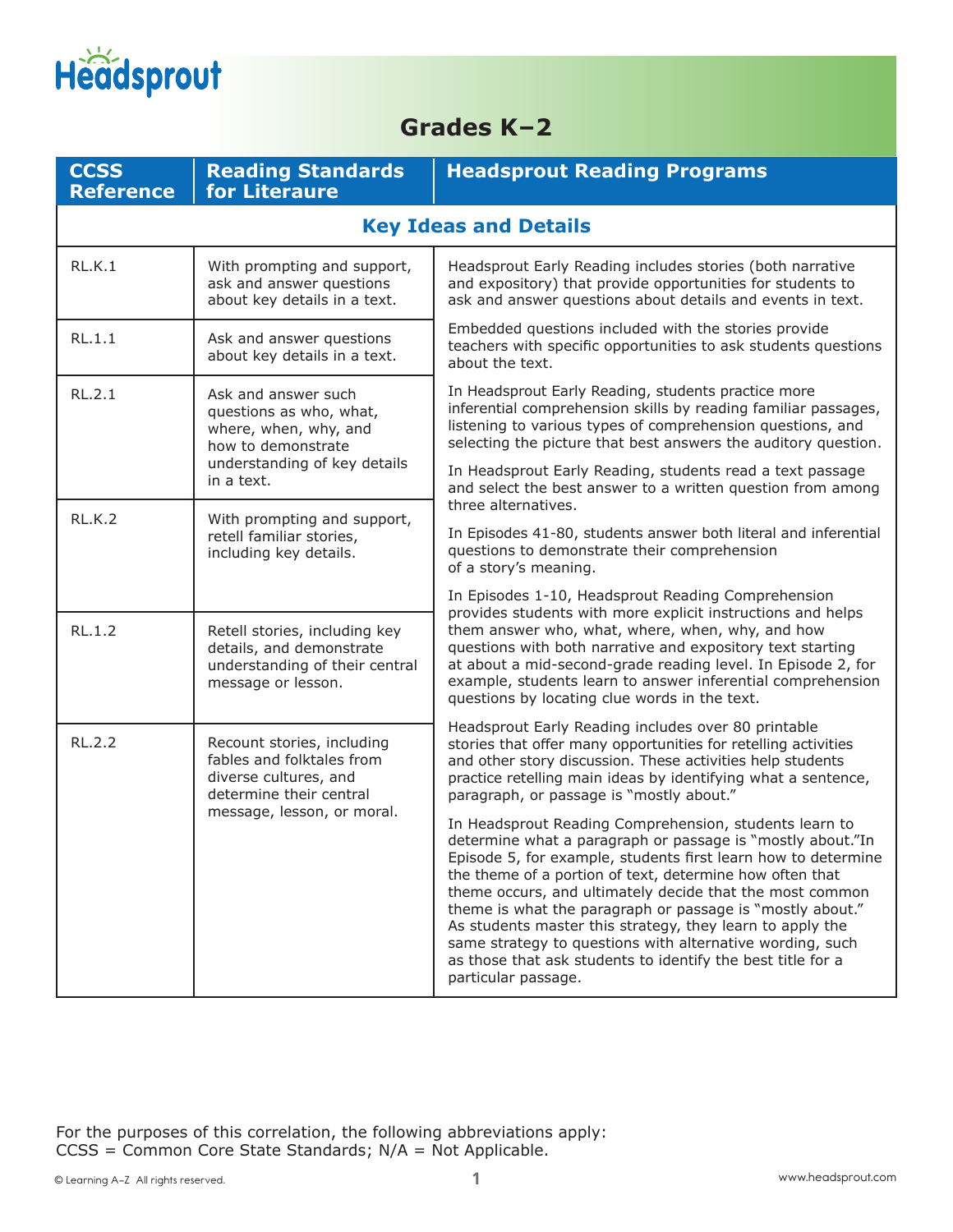## Grades K–2

| CCSS Reference | Reading Standards for Literaure | Headsprout Reading Programs |
|---|---|---|
| **Key Ideas and Details** | | |
| RL.K.1 | With prompting and support, ask and answer questions about key details in a text. | Headsprout Early Reading includes stories (both narrative and expository) that provide opportunities for students to ask and answer questions about details and events in text.<br><br>Embedded questions included with the stories provide teachers with specific opportunities to ask students questions about the text.<br><br>In Headsprout Early Reading, students practice more inferential comprehension skills by reading familiar passages, listening to various types of comprehension questions, and selecting the picture that best answers the auditory question.<br><br>In Headsprout Early Reading, students read a text passage and select the best answer to a written question from among three alternatives.<br><br>In Episodes 41-80, students answer both literal and inferential questions to demonstrate their comprehension of a story's meaning.<br><br>In Episodes 1-10, Headsprout Reading Comprehension provides students with more explicit instructions and helps them answer who, what, where, when, why, and how questions with both narrative and expository text starting at about a mid-second-grade reading level. In Episode 2, for example, students learn to answer inferential comprehension questions by locating clue words in the text.<br><br>Headsprout Early Reading includes over 80 printable stories that offer many opportunities for retelling activities and other story discussion. These activities help students practice retelling main ideas by identifying what a sentence, paragraph, or passage is "mostly about."<br><br>In Headsprout Reading Comprehension, students learn to determine what a paragraph or passage is "mostly about."In Episode 5, for example, students first learn how to determine the theme of a portion of text, determine how often that theme occurs, and ultimately decide that the most common theme is what the paragraph or passage is "mostly about." As students master this strategy, they learn to apply the same strategy to questions with alternative wording, such as those that ask students to identify the best title for a particular passage. |
| RL.1.1 | Ask and answer questions about key details in a text. | |
| RL.2.1 | Ask and answer such questions as who, what, where, when, why, and how to demonstrate understanding of key details in a text. | |
| RL.K.2 | With prompting and support, retell familiar stories, including key details. | |
| RL.1.2 | Retell stories, including key details, and demonstrate understanding of their central message or lesson. | |
| RL.2.2 | Recount stories, including fables and folktales from diverse cultures, and determine their central message, lesson, or moral. | |

For the purposes of this correlation, the following abbreviations apply:
CCSS = Common Core State Standards; N/A = Not Applicable.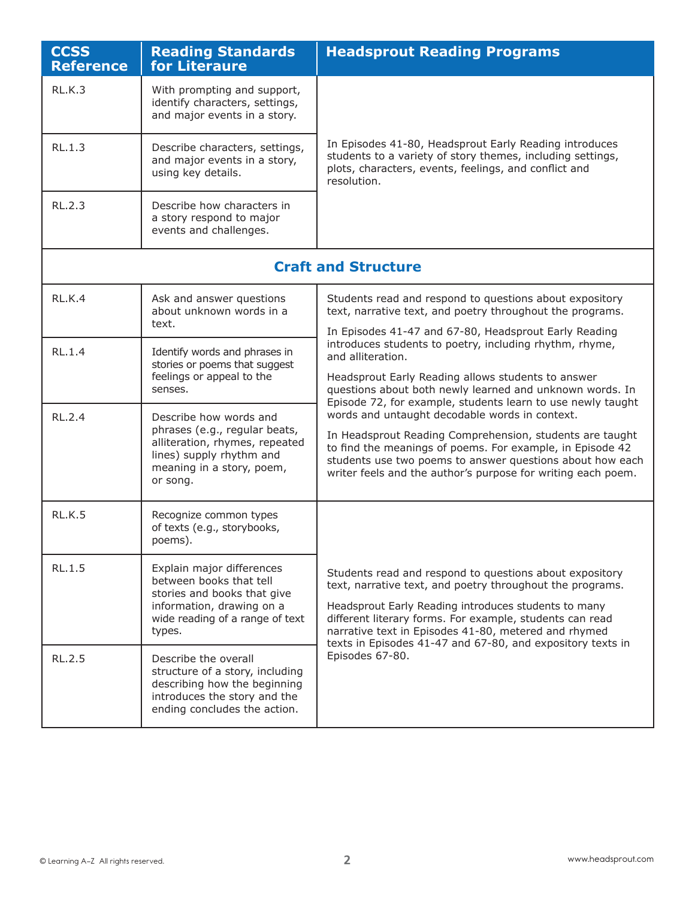| CCSS Reference | Reading Standards for Literaure | Headsprout Reading Programs |
|---|---|---|
| RL.K.3 | With prompting and support, identify characters, settings, and major events in a story. | In Episodes 41-80, Headsprout Early Reading introduces students to a variety of story themes, including settings, plots, characters, events, feelings, and conflict and resolution. |
| RL.1.3 | Describe characters, settings, and major events in a story, using key details. | |
| RL.2.3 | Describe how characters in a story respond to major events and challenges. | |
| **Craft and Structure** | | |
| RL.K.4 | Ask and answer questions about unknown words in a text. | Students read and respond to questions about expository text, narrative text, and poetry throughout the programs. In Episodes 41-47 and 67-80, Headsprout Early Reading introduces students to poetry, including rhythm, rhyme, and alliteration. Headsprout Early Reading allows students to answer questions about both newly learned and unknown words. In Episode 72, for example, students learn to use newly taught words and untaught decodable words in context. In Headsprout Reading Comprehension, students are taught to find the meanings of poems. For example, in Episode 42 students use two poems to answer questions about how each writer feels and the author's purpose for writing each poem. |
| RL.1.4 | Identify words and phrases in stories or poems that suggest feelings or appeal to the senses. | |
| RL.2.4 | Describe how words and phrases (e.g., regular beats, alliteration, rhymes, repeated lines) supply rhythm and meaning in a story, poem, or song. | |
| RL.K.5 | Recognize common types of texts (e.g., storybooks, poems). | Students read and respond to questions about expository text, narrative text, and poetry throughout the programs. Headsprout Early Reading introduces students to many different literary forms. For example, students can read narrative text in Episodes 41-80, metered and rhymed texts in Episodes 41-47 and 67-80, and expository texts in Episodes 67-80. |
| RL.1.5 | Explain major differences between books that tell stories and books that give information, drawing on a wide reading of a range of text types. | |
| RL.2.5 | Describe the overall structure of a story, including describing how the beginning introduces the story and the ending concludes the action. | |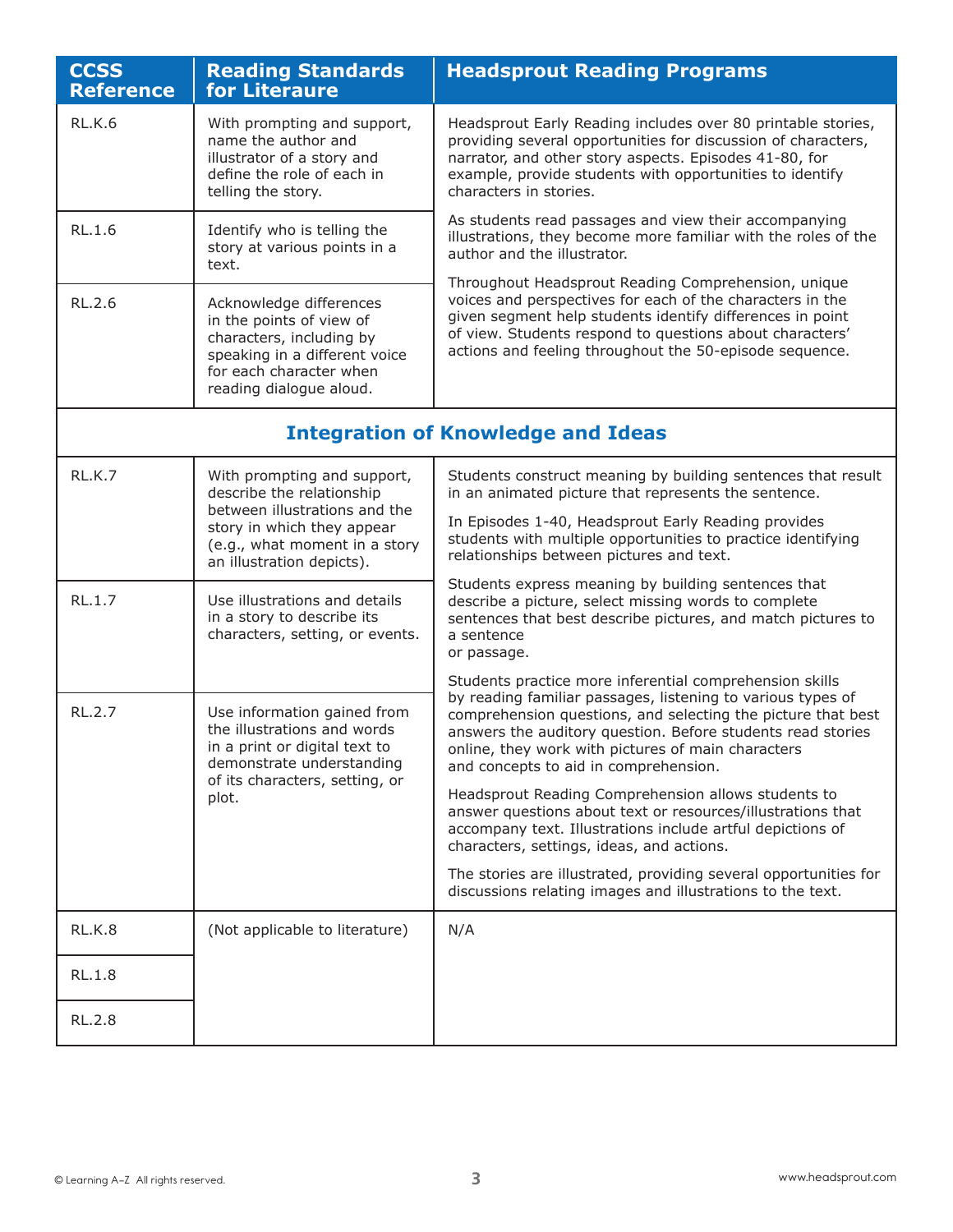| CCSS Reference | Reading Standards for Literaure | Headsprout Reading Programs |
|---|---|---|
| RL.K.6 | With prompting and support, name the author and illustrator of a story and define the role of each in telling the story. | Headsprout Early Reading includes over 80 printable stories, providing several opportunities for discussion of characters, narrator, and other story aspects. Episodes 41-80, for example, provide students with opportunities to identify characters in stories.<br><br>As students read passages and view their accompanying illustrations, they become more familiar with the roles of the author and the illustrator.<br><br>Throughout Headsprout Reading Comprehension, unique voices and perspectives for each of the characters in the given segment help students identify differences in point of view. Students respond to questions about characters' actions and feeling throughout the 50-episode sequence. |
| RL.1.6 | Identify who is telling the story at various points in a text. | |
| RL.2.6 | Acknowledge differences in the points of view of characters, including by speaking in a different voice for each character when reading dialogue aloud. | |
| | **Integration of Knowledge and Ideas** | |
| RL.K.7 | With prompting and support, describe the relationship between illustrations and the story in which they appear (e.g., what moment in a story an illustration depicts). | Students construct meaning by building sentences that result in an animated picture that represents the sentence.<br><br>In Episodes 1-40, Headsprout Early Reading provides students with multiple opportunities to practice identifying relationships between pictures and text.<br><br>Students express meaning by building sentences that describe a picture, select missing words to complete sentences that best describe pictures, and match pictures to a sentence or passage.<br><br>Students practice more inferential comprehension skills by reading familiar passages, listening to various types of comprehension questions, and selecting the picture that best answers the auditory question. Before students read stories online, they work with pictures of main characters and concepts to aid in comprehension.<br><br>Headsprout Reading Comprehension allows students to answer questions about text or resources/illustrations that accompany text. Illustrations include artful depictions of characters, settings, ideas, and actions.<br><br>The stories are illustrated, providing several opportunities for discussions relating images and illustrations to the text. |
| RL.1.7 | Use illustrations and details in a story to describe its characters, setting, or events. | |
| RL.2.7 | Use information gained from the illustrations and words in a print or digital text to demonstrate understanding of its characters, setting, or plot. | |
| RL.K.8 | (Not applicable to literature) | N/A |
| RL.1.8 | | |
| RL.2.8 | | |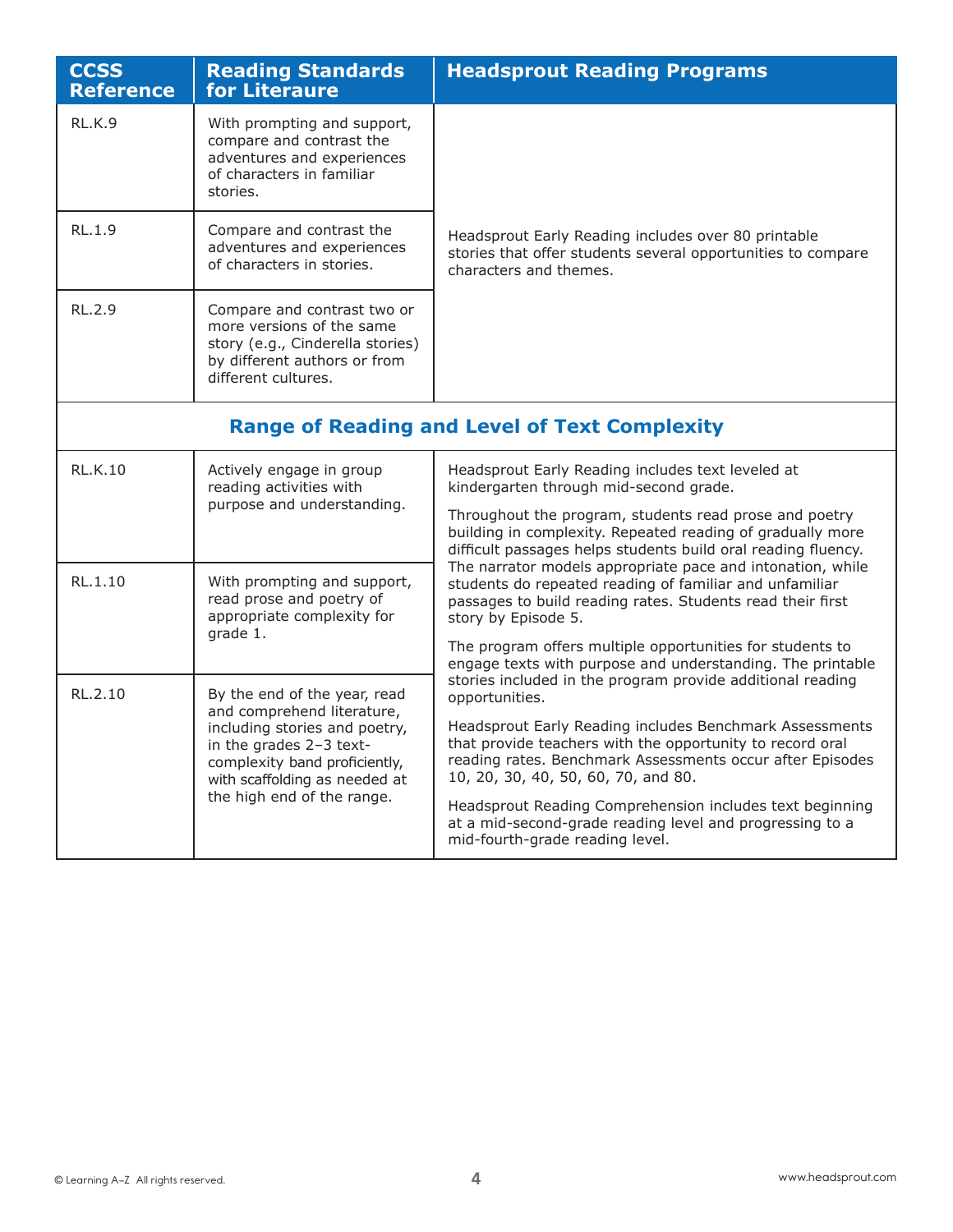| CCSS Reference | Reading Standards for Literaure | Headsprout Reading Programs |
|---|---|---|
| RL.K.9 | With prompting and support, compare and contrast the adventures and experiences of characters in familiar stories. | Headsprout Early Reading includes over 80 printable stories that offer students several opportunities to compare characters and themes. |
| RL.1.9 | Compare and contrast the adventures and experiences of characters in stories. | |
| RL.2.9 | Compare and contrast two or more versions of the same story (e.g., Cinderella stories) by different authors or from different cultures. | |
| **Range of Reading and Level of Text Complexity** | | |
| RL.K.10 | Actively engage in group reading activities with purpose and understanding. | Headsprout Early Reading includes text leveled at kindergarten through mid-second grade.<br><br>Throughout the program, students read prose and poetry building in complexity. Repeated reading of gradually more difficult passages helps students build oral reading fluency. The narrator models appropriate pace and intonation, while students do repeated reading of familiar and unfamiliar passages to build reading rates. Students read their first story by Episode 5.<br><br>The program offers multiple opportunities for students to engage texts with purpose and understanding. The printable stories included in the program provide additional reading opportunities.<br><br>Headsprout Early Reading includes Benchmark Assessments that provide teachers with the opportunity to record oral reading rates. Benchmark Assessments occur after Episodes 10, 20, 30, 40, 50, 60, 70, and 80.<br><br>Headsprout Reading Comprehension includes text beginning at a mid-second-grade reading level and progressing to a mid-fourth-grade reading level. |
| RL.1.10 | With prompting and support, read prose and poetry of appropriate complexity for grade 1. | |
| RL.2.10 | By the end of the year, read and comprehend literature, including stories and poetry, in the grades 2–3 text-complexity band proficiently, with scaffolding as needed at the high end of the range. | |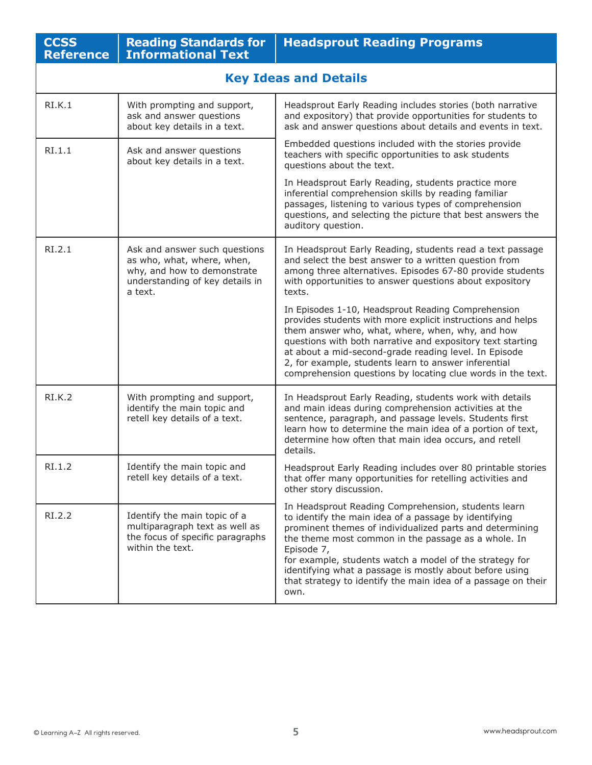| CCSS Reference | Reading Standards for Informational Text | Headsprout Reading Programs |
|---|---|---|
| **Key Ideas and Details** | | |
| RI.K.1 | With prompting and support, ask and answer questions about key details in a text. | Headsprout Early Reading includes stories (both narrative and expository) that provide opportunities for students to ask and answer questions about details and events in text.<br><br>Embedded questions included with the stories provide teachers with specific opportunities to ask students questions about the text.<br><br>In Headsprout Early Reading, students practice more inferential comprehension skills by reading familiar passages, listening to various types of comprehension questions, and selecting the picture that best answers the auditory question. |
| RI.1.1 | Ask and answer questions about key details in a text. | |
| RI.2.1 | Ask and answer such questions as who, what, where, when, why, and how to demonstrate understanding of key details in a text. | In Headsprout Early Reading, students read a text passage and select the best answer to a written question from among three alternatives. Episodes 67-80 provide students with opportunities to answer questions about expository texts.<br><br>In Episodes 1-10, Headsprout Reading Comprehension provides students with more explicit instructions and helps them answer who, what, where, when, why, and how questions with both narrative and expository text starting at about a mid-second-grade reading level. In Episode 2, for example, students learn to answer inferential comprehension questions by locating clue words in the text. |
| RI.K.2 | With prompting and support, identify the main topic and retell key details of a text. | In Headsprout Early Reading, students work with details and main ideas during comprehension activities at the sentence, paragraph, and passage levels. Students first learn how to determine the main idea of a portion of text, determine how often that main idea occurs, and retell details.<br><br>Headsprout Early Reading includes over 80 printable stories that offer many opportunities for retelling activities and other story discussion.<br><br>In Headsprout Reading Comprehension, students learn to identify the main idea of a passage by identifying prominent themes of individualized parts and determining the theme most common in the passage as a whole. In Episode 7, for example, students watch a model of the strategy for identifying what a passage is mostly about before using that strategy to identify the main idea of a passage on their own. |
| RI.1.2 | Identify the main topic and retell key details of a text. | |
| RI.2.2 | Identify the main topic of a multiparagraph text as well as the focus of specific paragraphs within the text. | |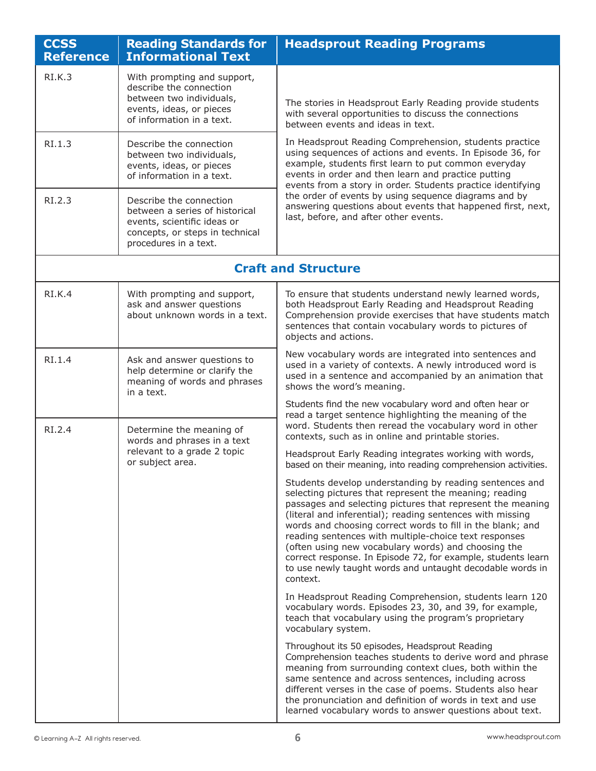| CCSS Reference | Reading Standards for Informational Text | Headsprout Reading Programs |
|---|---|---|
| RI.K.3 | With prompting and support, describe the connection between two individuals, events, ideas, or pieces of information in a text. | The stories in Headsprout Early Reading provide students with several opportunities to discuss the connections between events and ideas in text. In Headsprout Reading Comprehension, students practice using sequences of actions and events. In Episode 36, for example, students first learn to put common everyday events in order and then learn and practice putting events from a story in order. Students practice identifying the order of events by using sequence diagrams and by answering questions about events that happened first, next, last, before, and after other events. |
| RI.1.3 | Describe the connection between two individuals, events, ideas, or pieces of information in a text. | |
| RI.2.3 | Describe the connection between a series of historical events, scientific ideas or concepts, or steps in technical procedures in a text. | |
| **Craft and Structure** | | |
| RI.K.4 | With prompting and support, ask and answer questions about unknown words in a text. | To ensure that students understand newly learned words, both Headsprout Early Reading and Headsprout Reading Comprehension provide exercises that have students match sentences that contain vocabulary words to pictures of objects and actions. New vocabulary words are integrated into sentences and used in a variety of contexts. A newly introduced word is used in a sentence and accompanied by an animation that shows the word's meaning. Students find the new vocabulary word and often hear or read a target sentence highlighting the meaning of the word. Students then reread the vocabulary word in other contexts, such as in online and printable stories. Headsprout Early Reading integrates working with words, based on their meaning, into reading comprehension activities. Students develop understanding by reading sentences and selecting pictures that represent the meaning; reading passages and selecting pictures that represent the meaning (literal and inferential); reading sentences with missing words and choosing correct words to fill in the blank; and reading sentences with multiple-choice text responses (often using new vocabulary words) and choosing the correct response. In Episode 72, for example, students learn to use newly taught words and untaught decodable words in context. In Headsprout Reading Comprehension, students learn 120 vocabulary words. Episodes 23, 30, and 39, for example, teach that vocabulary using the program's proprietary vocabulary system. Throughout its 50 episodes, Headsprout Reading Comprehension teaches students to derive word and phrase meaning from surrounding context clues, both within the same sentence and across sentences, including across different verses in the case of poems. Students also hear the pronunciation and definition of words in text and use learned vocabulary words to answer questions about text. |
| RI.1.4 | Ask and answer questions to help determine or clarify the meaning of words and phrases in a text. | |
| RI.2.4 | Determine the meaning of words and phrases in a text relevant to a grade 2 topic or subject area. | |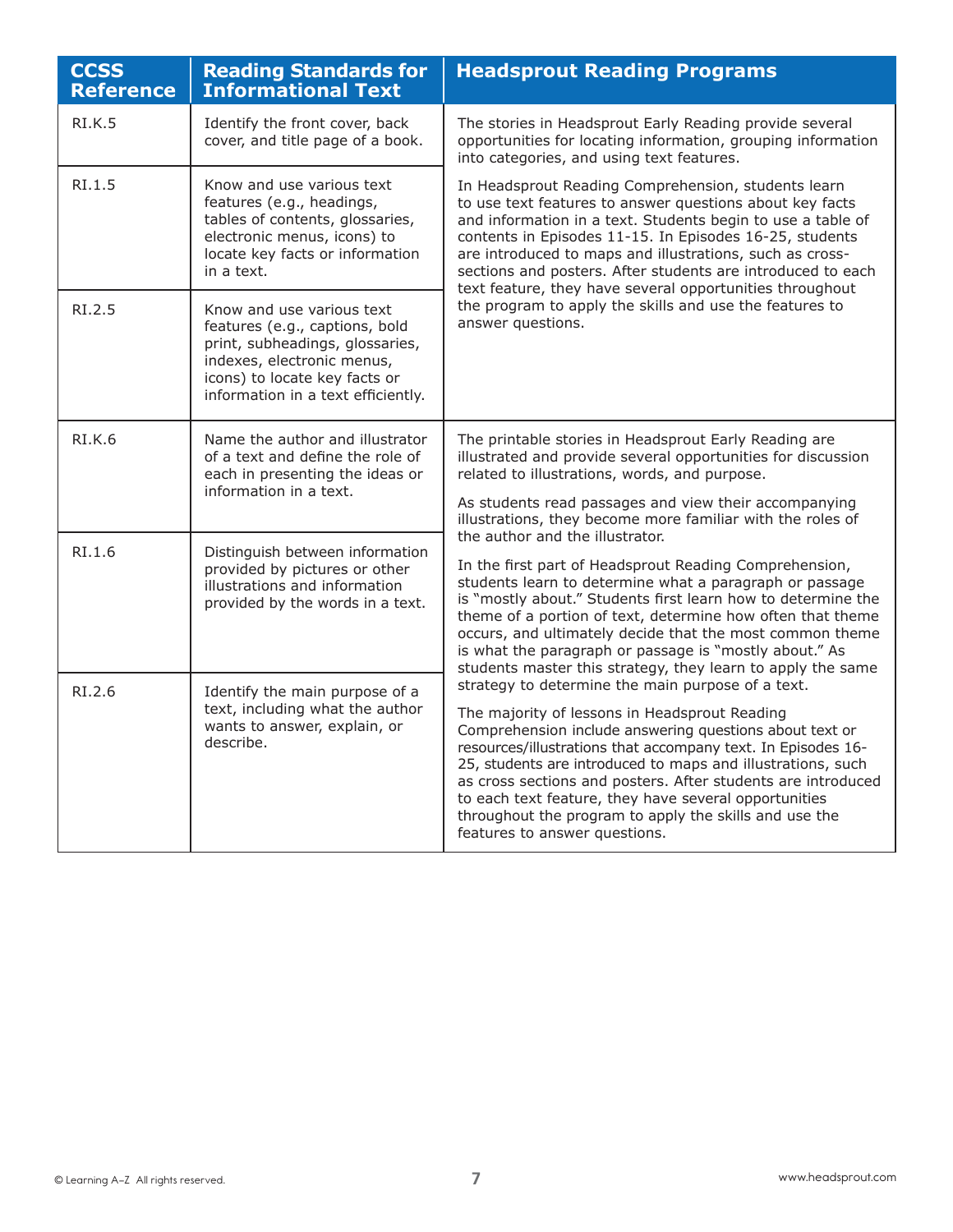| CCSS Reference | Reading Standards for Informational Text | Headsprout Reading Programs |
| --- | --- | --- |
| RI.K.5 | Identify the front cover, back cover, and title page of a book. | The stories in Headsprout Early Reading provide several opportunities for locating information, grouping information into categories, and using text features.<br><br>In Headsprout Reading Comprehension, students learn to use text features to answer questions about key facts and information in a text. Students begin to use a table of contents in Episodes 11-15. In Episodes 16-25, students are introduced to maps and illustrations, such as cross-sections and posters. After students are introduced to each text feature, they have several opportunities throughout the program to apply the skills and use the features to answer questions. |
| RI.1.5 | Know and use various text features (e.g., headings, tables of contents, glossaries, electronic menus, icons) to locate key facts or information in a text. | |
| RI.2.5 | Know and use various text features (e.g., captions, bold print, subheadings, glossaries, indexes, electronic menus, icons) to locate key facts or information in a text efficiently. | |
| RI.K.6 | Name the author and illustrator of a text and define the role of each in presenting the ideas or information in a text. | The printable stories in Headsprout Early Reading are illustrated and provide several opportunities for discussion related to illustrations, words, and purpose.<br><br>As students read passages and view their accompanying illustrations, they become more familiar with the roles of the author and the illustrator.<br><br>In the first part of Headsprout Reading Comprehension, students learn to determine what a paragraph or passage is "mostly about." Students first learn how to determine the theme of a portion of text, determine how often that theme occurs, and ultimately decide that the most common theme is what the paragraph or passage is "mostly about." As students master this strategy, they learn to apply the same strategy to determine the main purpose of a text.<br><br>The majority of lessons in Headsprout Reading Comprehension include answering questions about text or resources/illustrations that accompany text. In Episodes 16-25, students are introduced to maps and illustrations, such as cross sections and posters. After students are introduced to each text feature, they have several opportunities throughout the program to apply the skills and use the features to answer questions. |
| RI.1.6 | Distinguish between information provided by pictures or other illustrations and information provided by the words in a text. | |
| RI.2.6 | Identify the main purpose of a text, including what the author wants to answer, explain, or describe. | |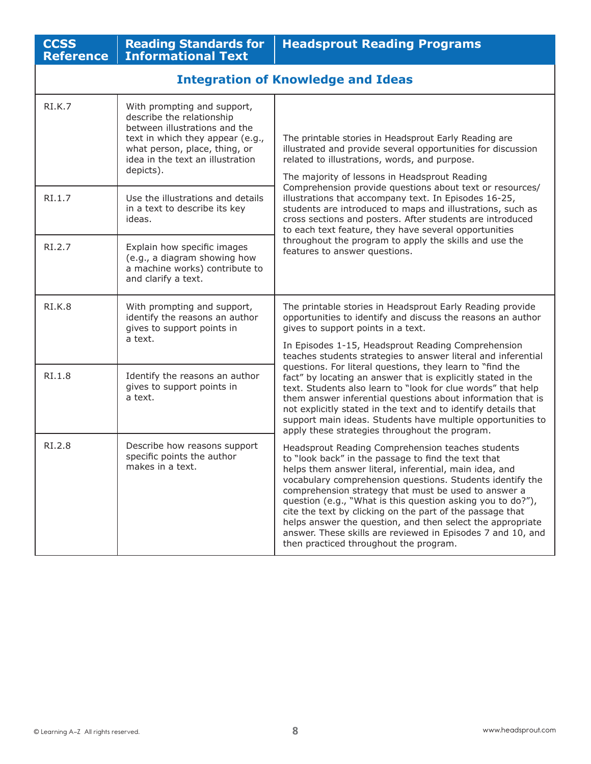| CCSS Reference | Reading Standards for Informational Text | Headsprout Reading Programs |
|---|---|---|
| **Integration of Knowledge and Ideas** | | |
| RI.K.7 | With prompting and support, describe the relationship between illustrations and the text in which they appear (e.g., what person, place, thing, or idea in the text an illustration depicts). | The printable stories in Headsprout Early Reading are illustrated and provide several opportunities for discussion related to illustrations, words, and purpose.<br><br>The majority of lessons in Headsprout Reading Comprehension provide questions about text or resources/illustrations that accompany text. In Episodes 16-25, students are introduced to maps and illustrations, such as cross sections and posters. After students are introduced to each text feature, they have several opportunities throughout the program to apply the skills and use the features to answer questions. |
| RI.1.7 | Use the illustrations and details in a text to describe its key ideas. | |
| RI.2.7 | Explain how specific images (e.g., a diagram showing how a machine works) contribute to and clarify a text. | |
| RI.K.8 | With prompting and support, identify the reasons an author gives to support points in a text. | The printable stories in Headsprout Early Reading provide opportunities to identify and discuss the reasons an author gives to support points in a text.<br><br>In Episodes 1-15, Headsprout Reading Comprehension teaches students strategies to answer literal and inferential questions. For literal questions, they learn to "find the fact" by locating an answer that is explicitly stated in the text. Students also learn to "look for clue words" that help them answer inferential questions about information that is not explicitly stated in the text and to identify details that support main ideas. Students have multiple opportunities to apply these strategies throughout the program.<br><br>Headsprout Reading Comprehension teaches students to "look back" in the passage to find the text that helps them answer literal, inferential, main idea, and vocabulary comprehension questions. Students identify the comprehension strategy that must be used to answer a question (e.g., "What is this question asking you to do?"), cite the text by clicking on the part of the passage that helps answer the question, and then select the appropriate answer. These skills are reviewed in Episodes 7 and 10, and then practiced throughout the program. |
| RI.1.8 | Identify the reasons an author gives to support points in a text. | |
| RI.2.8 | Describe how reasons support specific points the author makes in a text. | |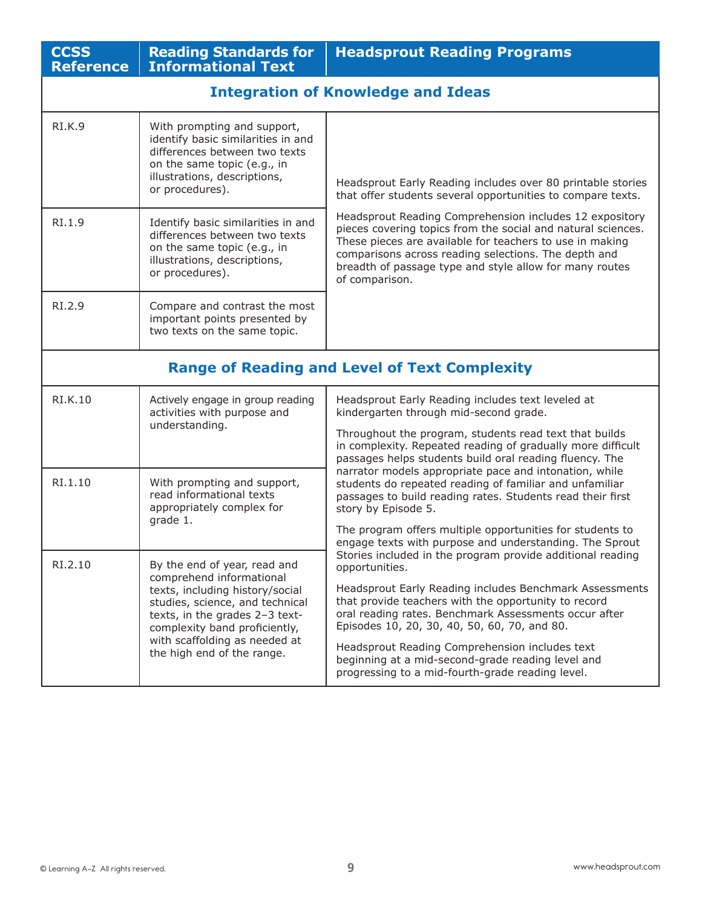| CCSS Reference | Reading Standards for Informational Text | Headsprout Reading Programs |
|---|---|---|
| **Integration of Knowledge and Ideas** | | |
| RI.K.9 | With prompting and support, identify basic similarities in and differences between two texts on the same topic (e.g., in illustrations, descriptions, or procedures). | Headsprout Early Reading includes over 80 printable stories that offer students several opportunities to compare texts.<br><br>Headsprout Reading Comprehension includes 12 expository pieces covering topics from the social and natural sciences. These pieces are available for teachers to use in making comparisons across reading selections. The depth and breadth of passage type and style allow for many routes of comparison. |
| RI.1.9 | Identify basic similarities in and differences between two texts on the same topic (e.g., in illustrations, descriptions, or procedures). | |
| RI.2.9 | Compare and contrast the most important points presented by two texts on the same topic. | |
| **Range of Reading and Level of Text Complexity** | | |
| RI.K.10 | Actively engage in group reading activities with purpose and understanding. | Headsprout Early Reading includes text leveled at kindergarten through mid-second grade.<br><br>Throughout the program, students read text that builds in complexity. Repeated reading of gradually more difficult passages helps students build oral reading fluency. The narrator models appropriate pace and intonation, while students do repeated reading of familiar and unfamiliar passages to build reading rates. Students read their first story by Episode 5.<br><br>The program offers multiple opportunities for students to engage texts with purpose and understanding. The Sprout Stories included in the program provide additional reading opportunities.<br><br>Headsprout Early Reading includes Benchmark Assessments that provide teachers with the opportunity to record oral reading rates. Benchmark Assessments occur after Episodes 10, 20, 30, 40, 50, 60, 70, and 80.<br><br>Headsprout Reading Comprehension includes text beginning at a mid-second-grade reading level and progressing to a mid-fourth-grade reading level. |
| RI.1.10 | With prompting and support, read informational texts appropriately complex for grade 1. | |
| RI.2.10 | By the end of year, read and comprehend informational texts, including history/social studies, science, and technical texts, in the grades 2–3 text-complexity band proficiently, with scaffolding as needed at the high end of the range. | |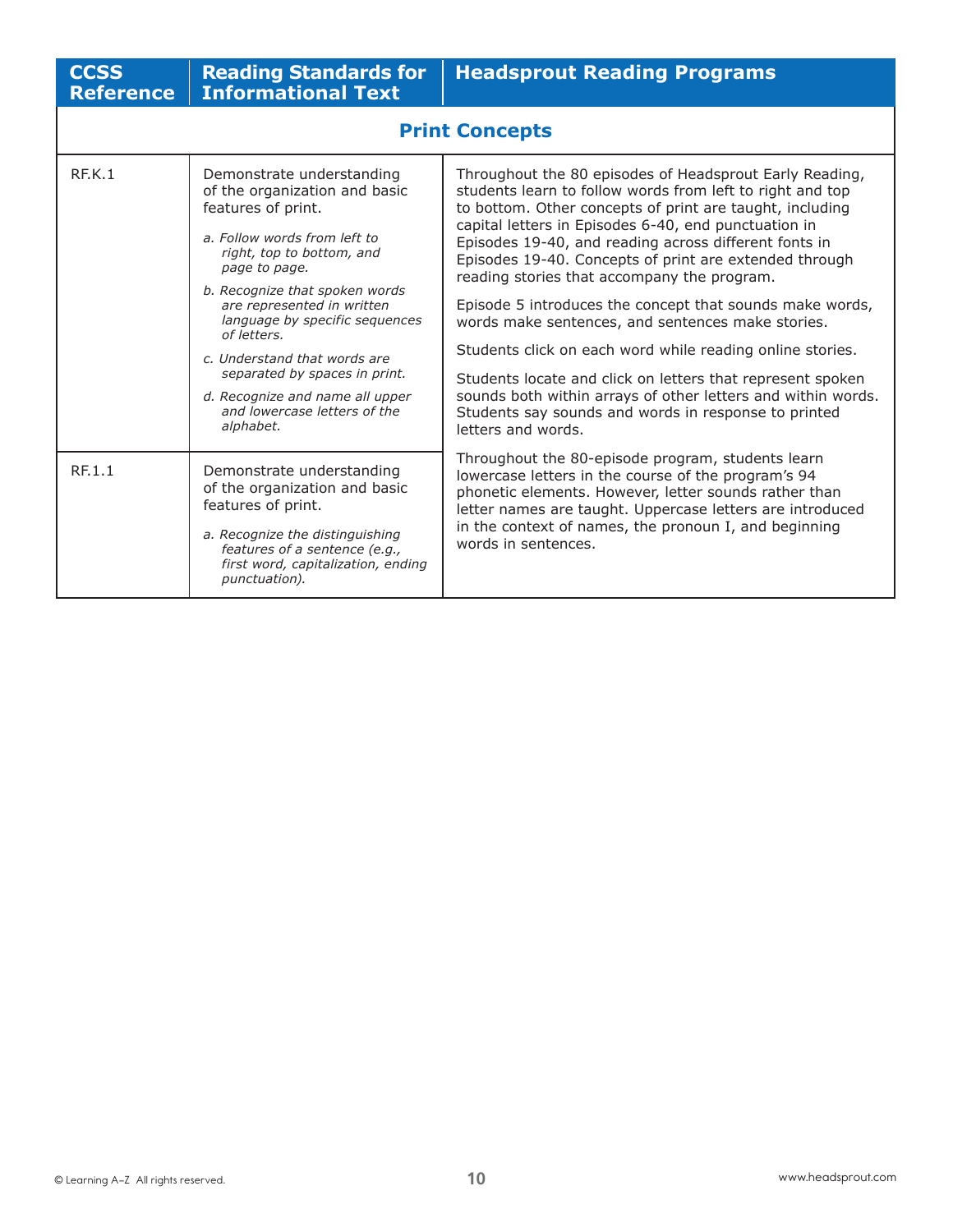| CCSS Reference | Reading Standards for Informational Text | Headsprout Reading Programs |
|---|---|---|
| **Print Concepts** | | |
| RF.K.1 | Demonstrate understanding of the organization and basic features of print.<br><br>*a. Follow words from left to right, top to bottom, and page to page.*<br><br>*b. Recognize that spoken words are represented in written language by specific sequences of letters.*<br><br>*c. Understand that words are separated by spaces in print.*<br><br>*d. Recognize and name all upper and lowercase letters of the alphabet.* | Throughout the 80 episodes of Headsprout Early Reading, students learn to follow words from left to right and top to bottom. Other concepts of print are taught, including capital letters in Episodes 6-40, end punctuation in Episodes 19-40, and reading across different fonts in Episodes 19-40. Concepts of print are extended through reading stories that accompany the program.<br><br>Episode 5 introduces the concept that sounds make words, words make sentences, and sentences make stories.<br><br>Students click on each word while reading online stories.<br><br>Students locate and click on letters that represent spoken sounds both within arrays of other letters and within words. Students say sounds and words in response to printed letters and words.<br><br>Throughout the 80-episode program, students learn lowercase letters in the course of the program's 94 phonetic elements. However, letter sounds rather than letter names are taught. Uppercase letters are introduced in the context of names, the pronoun I, and beginning words in sentences. |
| RF.1.1 | Demonstrate understanding of the organization and basic features of print.<br><br>*a. Recognize the distinguishing features of a sentence (e.g., first word, capitalization, ending punctuation).* | |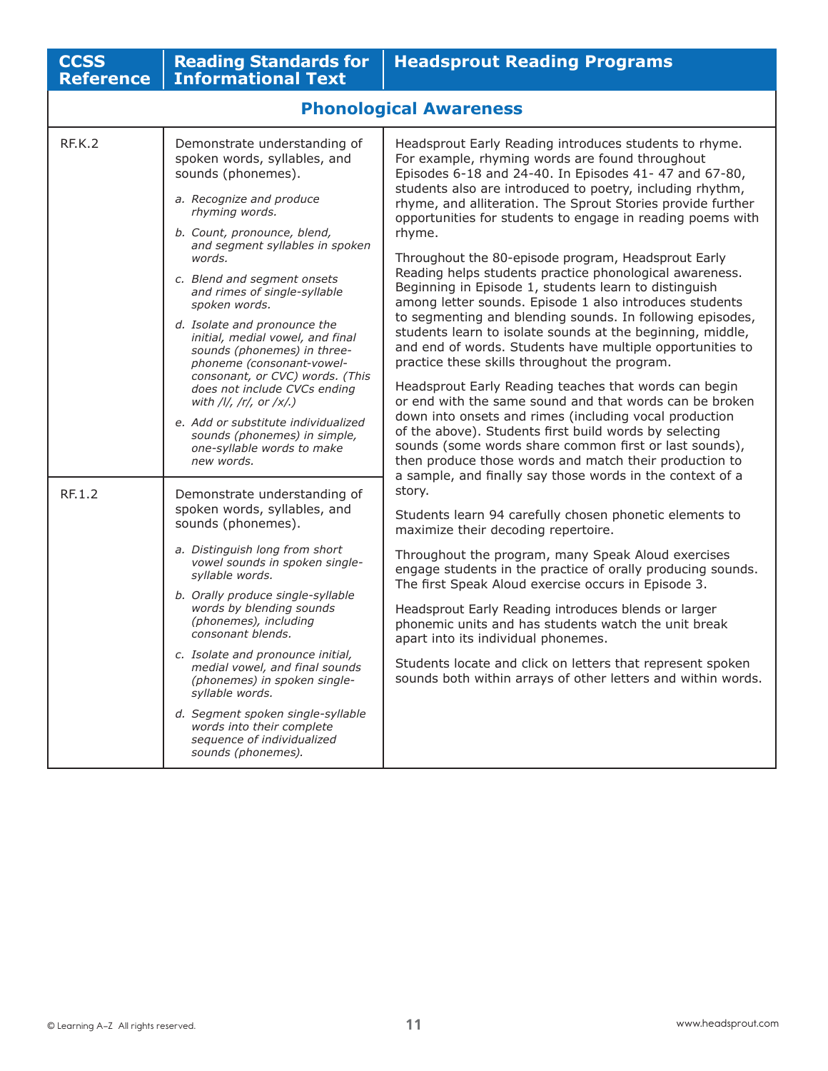| CCSS Reference | Reading Standards for Informational Text | Headsprout Reading Programs |
|---|---|---|
| **Phonological Awareness** | | |
| RF.K.2 | Demonstrate understanding of spoken words, syllables, and sounds (phonemes).<br>*a. Recognize and produce rhyming words.*<br>*b. Count, pronounce, blend, and segment syllables in spoken words.*<br>*c. Blend and segment onsets and rimes of single-syllable spoken words.*<br>*d. Isolate and pronounce the initial, medial vowel, and final sounds (phonemes) in three-phoneme (consonant-vowel-consonant, or CVC) words. (This does not include CVCs ending with /l/, /r/, or /x/.)*<br>*e. Add or substitute individualized sounds (phonemes) in simple, one-syllable words to make new words.* | Headsprout Early Reading introduces students to rhyme. For example, rhyming words are found throughout Episodes 6-18 and 24-40. In Episodes 41- 47 and 67-80, students also are introduced to poetry, including rhythm, rhyme, and alliteration. The Sprout Stories provide further opportunities for students to engage in reading poems with rhyme.<br><br>Throughout the 80-episode program, Headsprout Early Reading helps students practice phonological awareness. Beginning in Episode 1, students learn to distinguish among letter sounds. Episode 1 also introduces students to segmenting and blending sounds. In following episodes, students learn to isolate sounds at the beginning, middle, and end of words. Students have multiple opportunities to practice these skills throughout the program.<br><br>Headsprout Early Reading teaches that words can begin or end with the same sound and that words can be broken down into onsets and rimes (including vocal production of the above). Students first build words by selecting sounds (some words share common first or last sounds), then produce those words and match their production to a sample, and finally say those words in the context of a story.<br><br>Students learn 94 carefully chosen phonetic elements to maximize their decoding repertoire.<br><br>Throughout the program, many Speak Aloud exercises engage students in the practice of orally producing sounds. The first Speak Aloud exercise occurs in Episode 3.<br><br>Headsprout Early Reading introduces blends or larger phonemic units and has students watch the unit break apart into its individual phonemes.<br><br>Students locate and click on letters that represent spoken sounds both within arrays of other letters and within words. |
| RF.1.2 | Demonstrate understanding of spoken words, syllables, and sounds (phonemes).<br>*a. Distinguish long from short vowel sounds in spoken single-syllable words.*<br>*b. Orally produce single-syllable words by blending sounds (phonemes), including consonant blends.*<br>*c. Isolate and pronounce initial, medial vowel, and final sounds (phonemes) in spoken single-syllable words.*<br>*d. Segment spoken single-syllable words into their complete sequence of individualized sounds (phonemes).* | |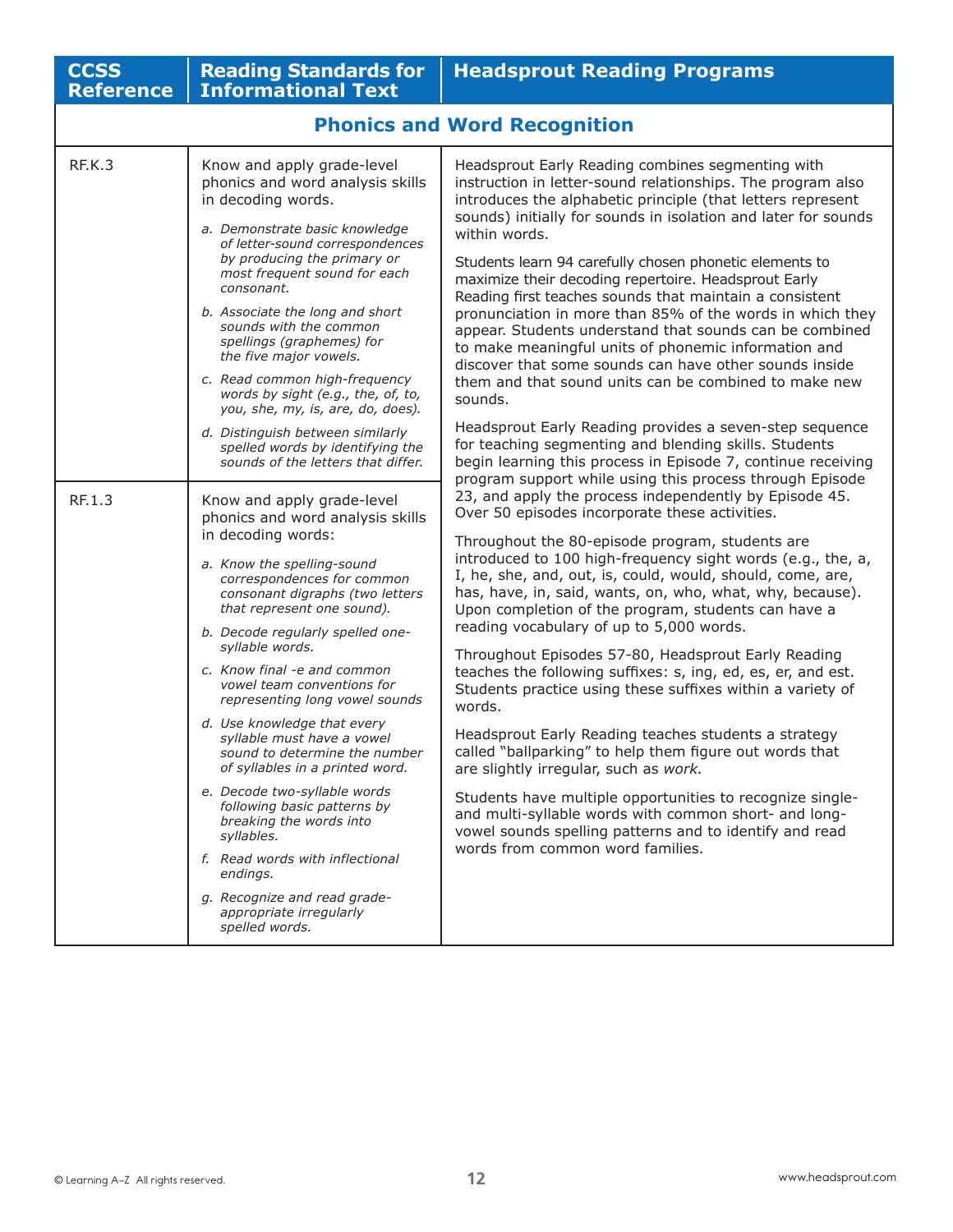| CCSS Reference | Reading Standards for Informational Text | Headsprout Reading Programs |
|---|---|---|
| **Phonics and Word Recognition** | | |
| RF.K.3 | Know and apply grade-level phonics and word analysis skills in decoding words.<br><br>*a. Demonstrate basic knowledge of letter-sound correspondences by producing the primary or most frequent sound for each consonant.*<br><br>*b. Associate the long and short sounds with the common spellings (graphemes) for the five major vowels.*<br><br>*c. Read common high-frequency words by sight (e.g., the, of, to, you, she, my, is, are, do, does).*<br><br>*d. Distinguish between similarly spelled words by identifying the sounds of the letters that differ.* | Headsprout Early Reading combines segmenting with instruction in letter-sound relationships. The program also introduces the alphabetic principle (that letters represent sounds) initially for sounds in isolation and later for sounds within words.<br><br>Students learn 94 carefully chosen phonetic elements to maximize their decoding repertoire. Headsprout Early Reading first teaches sounds that maintain a consistent pronunciation in more than 85% of the words in which they appear. Students understand that sounds can be combined to make meaningful units of phonemic information and discover that some sounds can have other sounds inside them and that sound units can be combined to make new sounds.<br><br>Headsprout Early Reading provides a seven-step sequence for teaching segmenting and blending skills. Students begin learning this process in Episode 7, continue receiving program support while using this process through Episode 23, and apply the process independently by Episode 45. Over 50 episodes incorporate these activities.<br><br>Throughout the 80-episode program, students are introduced to 100 high-frequency sight words (e.g., the, a, I, he, she, and, out, is, could, would, should, come, are, has, have, in, said, wants, on, who, what, why, because). Upon completion of the program, students can have a reading vocabulary of up to 5,000 words.<br><br>Throughout Episodes 57-80, Headsprout Early Reading teaches the following suffixes: s, ing, ed, es, er, and est. Students practice using these suffixes within a variety of words.<br><br>Headsprout Early Reading teaches students a strategy called "ballparking" to help them figure out words that are slightly irregular, such as *work.*<br><br>Students have multiple opportunities to recognize single- and multi-syllable words with common short- and long-vowel sounds spelling patterns and to identify and read words from common word families. |
| RF.1.3 | Know and apply grade-level phonics and word analysis skills in decoding words:<br><br>*a. Know the spelling-sound correspondences for common consonant digraphs (two letters that represent one sound).*<br><br>*b. Decode regularly spelled one-syllable words.*<br><br>*c. Know final -e and common vowel team conventions for representing long vowel sounds*<br><br>*d. Use knowledge that every syllable must have a vowel sound to determine the number of syllables in a printed word.*<br><br>*e. Decode two-syllable words following basic patterns by breaking the words into syllables.*<br><br>*f. Read words with inflectional endings.*<br><br>*g. Recognize and read grade-appropriate irregularly spelled words.* | |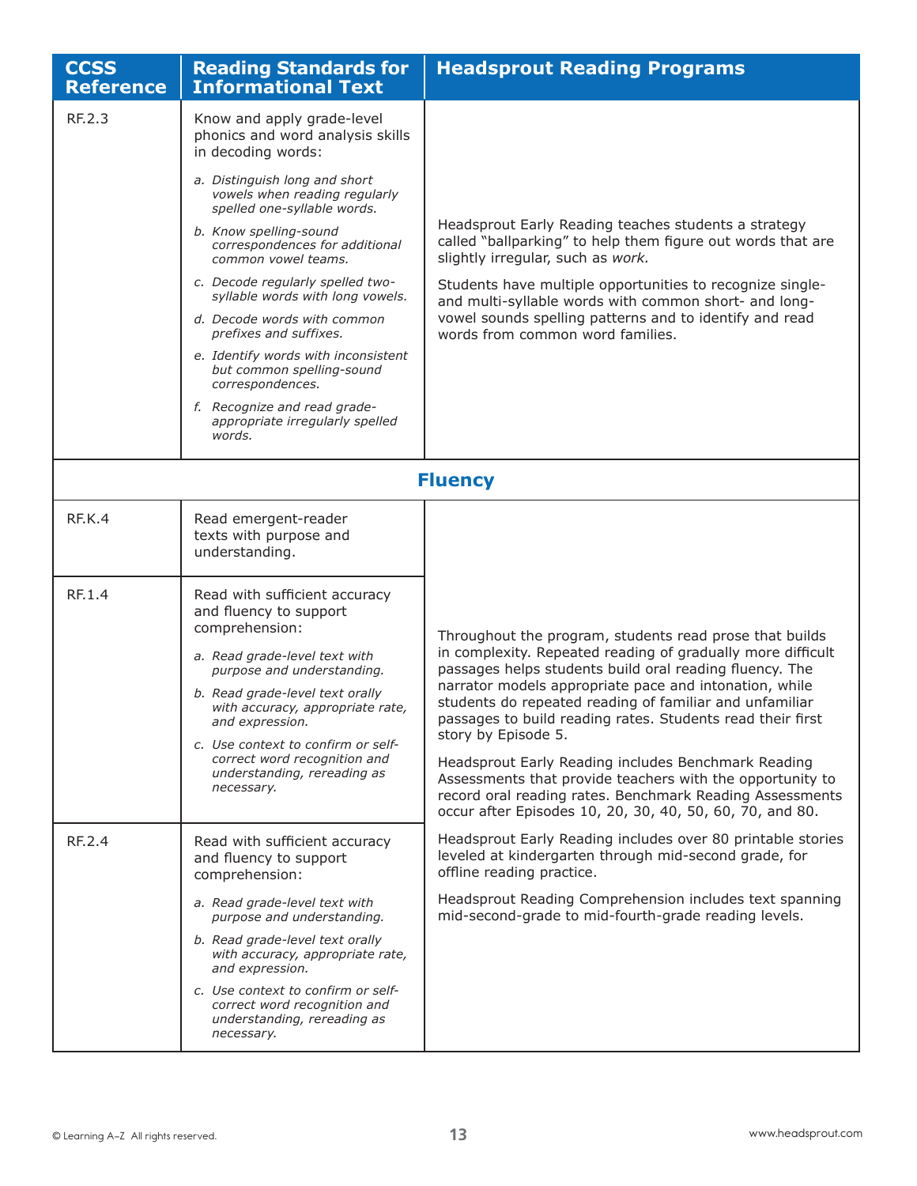| CCSS Reference | Reading Standards for Informational Text | Headsprout Reading Programs |
|---|---|---|
| RF.2.3 | Know and apply grade-level phonics and word analysis skills in decoding words:<br>*a. Distinguish long and short vowels when reading regularly spelled one-syllable words.*<br>*b. Know spelling-sound correspondences for additional common vowel teams.*<br>*c. Decode regularly spelled two-syllable words with long vowels.*<br>*d. Decode words with common prefixes and suffixes.*<br>*e. Identify words with inconsistent but common spelling-sound correspondences.*<br>*f. Recognize and read grade-appropriate irregularly spelled words.* | Headsprout Early Reading teaches students a strategy called "ballparking" to help them figure out words that are slightly irregular, such as *work.*<br><br>Students have multiple opportunities to recognize single- and multi-syllable words with common short- and long-vowel sounds spelling patterns and to identify and read words from common word families. |
| | **Fluency** | |
| RF.K.4 | Read emergent-reader texts with purpose and understanding. | Throughout the program, students read prose that builds in complexity. Repeated reading of gradually more difficult passages helps students build oral reading fluency. The narrator models appropriate pace and intonation, while students do repeated reading of familiar and unfamiliar passages to build reading rates. Students read their first story by Episode 5.<br><br>Headsprout Early Reading includes Benchmark Reading Assessments that provide teachers with the opportunity to record oral reading rates. Benchmark Reading Assessments occur after Episodes 10, 20, 30, 40, 50, 60, 70, and 80.<br><br>Headsprout Early Reading includes over 80 printable stories leveled at kindergarten through mid-second grade, for offline reading practice.<br><br>Headsprout Reading Comprehension includes text spanning mid-second-grade to mid-fourth-grade reading levels. |
| RF.1.4 | Read with sufficient accuracy and fluency to support comprehension:<br>*a. Read grade-level text with purpose and understanding.*<br>*b. Read grade-level text orally with accuracy, appropriate rate, and expression.*<br>*c. Use context to confirm or self-correct word recognition and understanding, rereading as necessary.* | |
| RF.2.4 | Read with sufficient accuracy and fluency to support comprehension:<br>*a. Read grade-level text with purpose and understanding.*<br>*b. Read grade-level text orally with accuracy, appropriate rate, and expression.*<br>*c. Use context to confirm or self-correct word recognition and understanding, rereading as necessary.* | |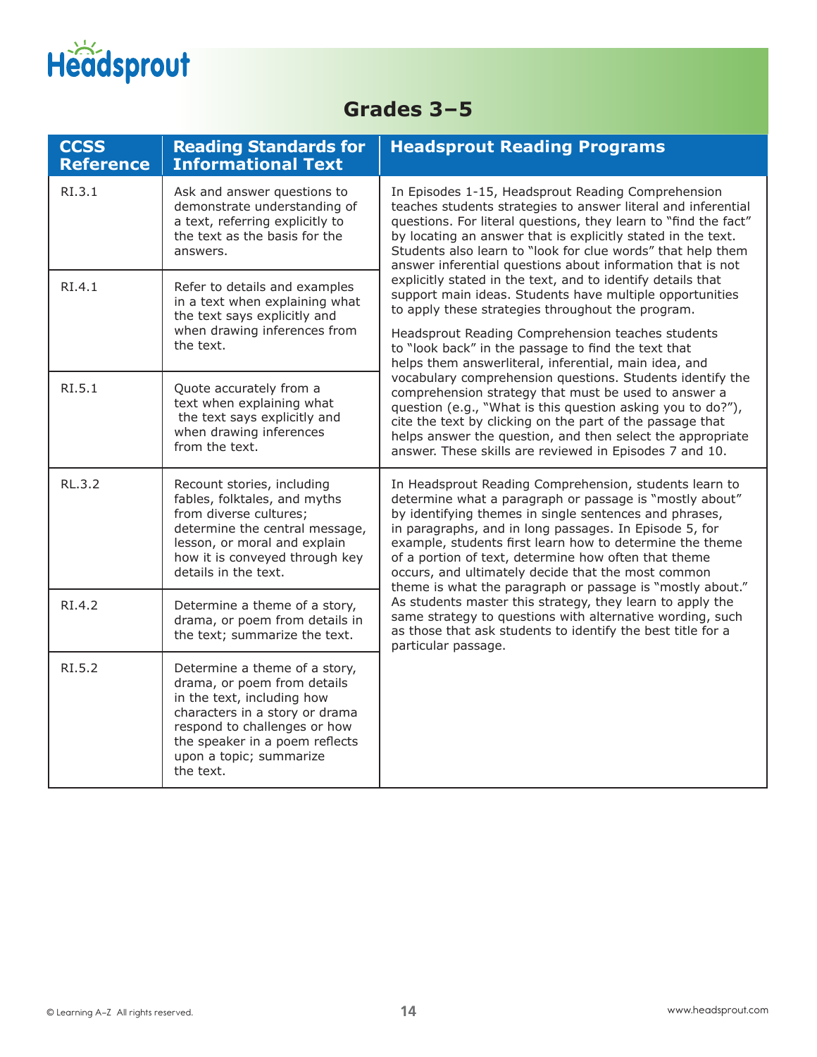## Grades 3–5

| CCSS Reference | Reading Standards for Informational Text | Headsprout Reading Programs |
|---|---|---|
| RI.3.1 | Ask and answer questions to demonstrate understanding of a text, referring explicitly to the text as the basis for the answers. | In Episodes 1-15, Headsprout Reading Comprehension teaches students strategies to answer literal and inferential questions. For literal questions, they learn to "find the fact" by locating an answer that is explicitly stated in the text. Students also learn to "look for clue words" that help them answer inferential questions about information that is not explicitly stated in the text, and to identify details that support main ideas. Students have multiple opportunities to apply these strategies throughout the program.<br><br>Headsprout Reading Comprehension teaches students to "look back" in the passage to find the text that helps them answerliteral, inferential, main idea, and vocabulary comprehension questions. Students identify the comprehension strategy that must be used to answer a question (e.g., "What is this question asking you to do?"), cite the text by clicking on the part of the passage that helps answer the question, and then select the appropriate answer. These skills are reviewed in Episodes 7 and 10. |
| RI.4.1 | Refer to details and examples in a text when explaining what the text says explicitly and when drawing inferences from the text. | |
| RI.5.1 | Quote accurately from a text when explaining what the text says explicitly and when drawing inferences from the text. | |
| RL.3.2 | Recount stories, including fables, folktales, and myths from diverse cultures; determine the central message, lesson, or moral and explain how it is conveyed through key details in the text. | In Headsprout Reading Comprehension, students learn to determine what a paragraph or passage is "mostly about" by identifying themes in single sentences and phrases, in paragraphs, and in long passages. In Episode 5, for example, students first learn how to determine the theme of a portion of text, determine how often that theme occurs, and ultimately decide that the most common theme is what the paragraph or passage is "mostly about." As students master this strategy, they learn to apply the same strategy to questions with alternative wording, such as those that ask students to identify the best title for a particular passage. |
| RI.4.2 | Determine a theme of a story, drama, or poem from details in the text; summarize the text. | |
| RI.5.2 | Determine a theme of a story, drama, or poem from details in the text, including how characters in a story or drama respond to challenges or how the speaker in a poem reflects upon a topic; summarize the text. | |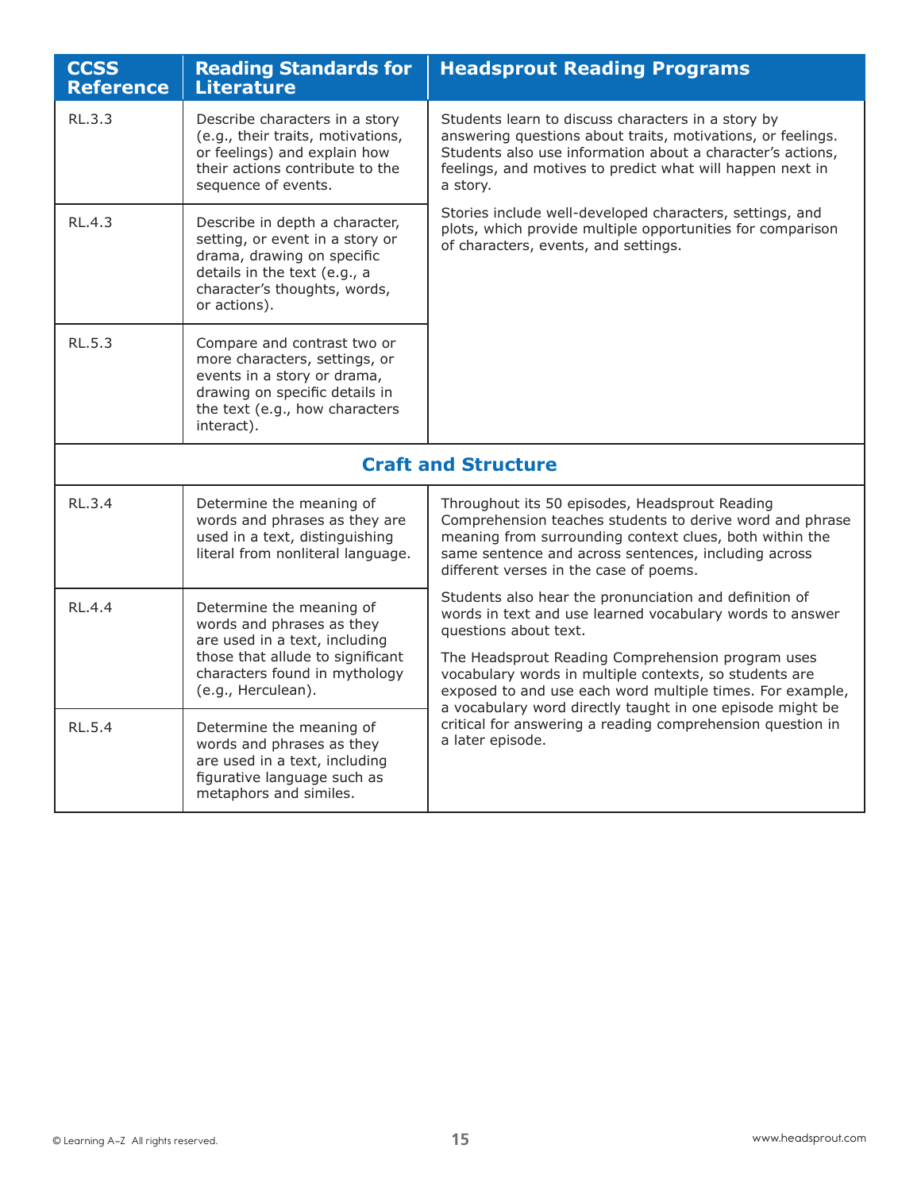| CCSS Reference | Reading Standards for Literature | Headsprout Reading Programs |
|---|---|---|
| RL.3.3 | Describe characters in a story (e.g., their traits, motivations, or feelings) and explain how their actions contribute to the sequence of events. | Students learn to discuss characters in a story by answering questions about traits, motivations, or feelings. Students also use information about a character's actions, feelings, and motives to predict what will happen next in a story.<br><br>Stories include well-developed characters, settings, and plots, which provide multiple opportunities for comparison of characters, events, and settings. |
| RL.4.3 | Describe in depth a character, setting, or event in a story or drama, drawing on specific details in the text (e.g., a character's thoughts, words, or actions). | |
| RL.5.3 | Compare and contrast two or more characters, settings, or events in a story or drama, drawing on specific details in the text (e.g., how characters interact). | |
| **Craft and Structure** | | |
| RL.3.4 | Determine the meaning of words and phrases as they are used in a text, distinguishing literal from nonliteral language. | Throughout its 50 episodes, Headsprout Reading Comprehension teaches students to derive word and phrase meaning from surrounding context clues, both within the same sentence and across sentences, including across different verses in the case of poems.<br><br>Students also hear the pronunciation and definition of words in text and use learned vocabulary words to answer questions about text.<br><br>The Headsprout Reading Comprehension program uses vocabulary words in multiple contexts, so students are exposed to and use each word multiple times. For example, a vocabulary word directly taught in one episode might be critical for answering a reading comprehension question in a later episode. |
| RL.4.4 | Determine the meaning of words and phrases as they are used in a text, including those that allude to significant characters found in mythology (e.g., Herculean). | |
| RL.5.4 | Determine the meaning of words and phrases as they are used in a text, including figurative language such as metaphors and similes. | |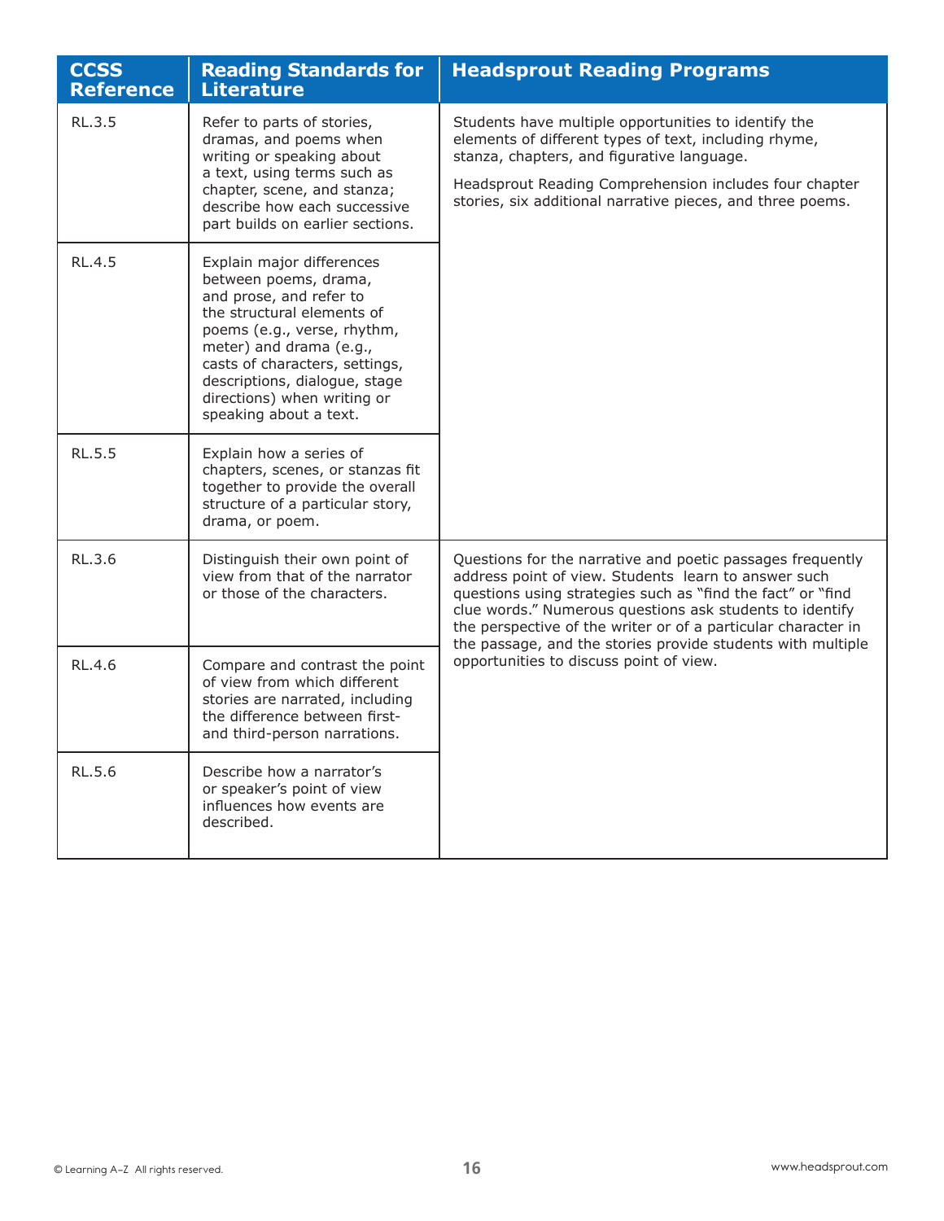| CCSS Reference | Reading Standards for Literature | Headsprout Reading Programs |
|---|---|---|
| RL.3.5 | Refer to parts of stories, dramas, and poems when writing or speaking about a text, using terms such as chapter, scene, and stanza; describe how each successive part builds on earlier sections. | Students have multiple opportunities to identify the elements of different types of text, including rhyme, stanza, chapters, and figurative language.<br><br>Headsprout Reading Comprehension includes four chapter stories, six additional narrative pieces, and three poems. |
| RL.4.5 | Explain major differences between poems, drama, and prose, and refer to the structural elements of poems (e.g., verse, rhythm, meter) and drama (e.g., casts of characters, settings, descriptions, dialogue, stage directions) when writing or speaking about a text. | |
| RL.5.5 | Explain how a series of chapters, scenes, or stanzas fit together to provide the overall structure of a particular story, drama, or poem. | |
| RL.3.6 | Distinguish their own point of view from that of the narrator or those of the characters. | Questions for the narrative and poetic passages frequently address point of view. Students learn to answer such questions using strategies such as "find the fact" or "find clue words." Numerous questions ask students to identify the perspective of the writer or of a particular character in the passage, and the stories provide students with multiple opportunities to discuss point of view. |
| RL.4.6 | Compare and contrast the point of view from which different stories are narrated, including the difference between first- and third-person narrations. | |
| RL.5.6 | Describe how a narrator's or speaker's point of view influences how events are described. | |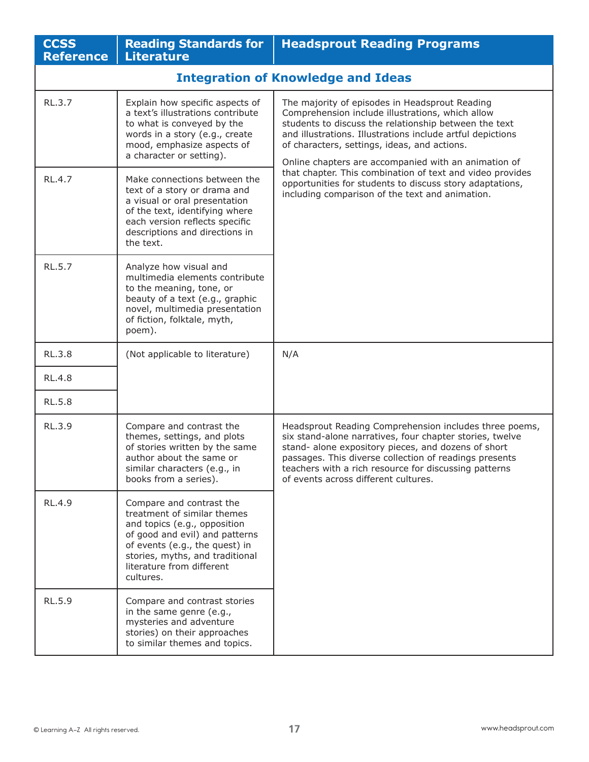| CCSS Reference | Reading Standards for Literature | Headsprout Reading Programs |
|---|---|---|
| **Integration of Knowledge and Ideas** | | |
| RL.3.7 | Explain how specific aspects of a text's illustrations contribute to what is conveyed by the words in a story (e.g., create mood, emphasize aspects of a character or setting). | The majority of episodes in Headsprout Reading Comprehension include illustrations, which allow students to discuss the relationship between the text and illustrations. Illustrations include artful depictions of characters, settings, ideas, and actions. Online chapters are accompanied with an animation of that chapter. This combination of text and video provides opportunities for students to discuss story adaptations, including comparison of the text and animation. |
| RL.4.7 | Make connections between the text of a story or drama and a visual or oral presentation of the text, identifying where each version reflects specific descriptions and directions in the text. | |
| RL.5.7 | Analyze how visual and multimedia elements contribute to the meaning, tone, or beauty of a text (e.g., graphic novel, multimedia presentation of fiction, folktale, myth, poem). | |
| RL.3.8 | (Not applicable to literature) | N/A |
| RL.4.8 | | |
| RL.5.8 | | |
| RL.3.9 | Compare and contrast the themes, settings, and plots of stories written by the same author about the same or similar characters (e.g., in books from a series). | Headsprout Reading Comprehension includes three poems, six stand-alone narratives, four chapter stories, twelve stand- alone expository pieces, and dozens of short passages. This diverse collection of readings presents teachers with a rich resource for discussing patterns of events across different cultures. |
| RL.4.9 | Compare and contrast the treatment of similar themes and topics (e.g., opposition of good and evil) and patterns of events (e.g., the quest) in stories, myths, and traditional literature from different cultures. | |
| RL.5.9 | Compare and contrast stories in the same genre (e.g., mysteries and adventure stories) on their approaches to similar themes and topics. | |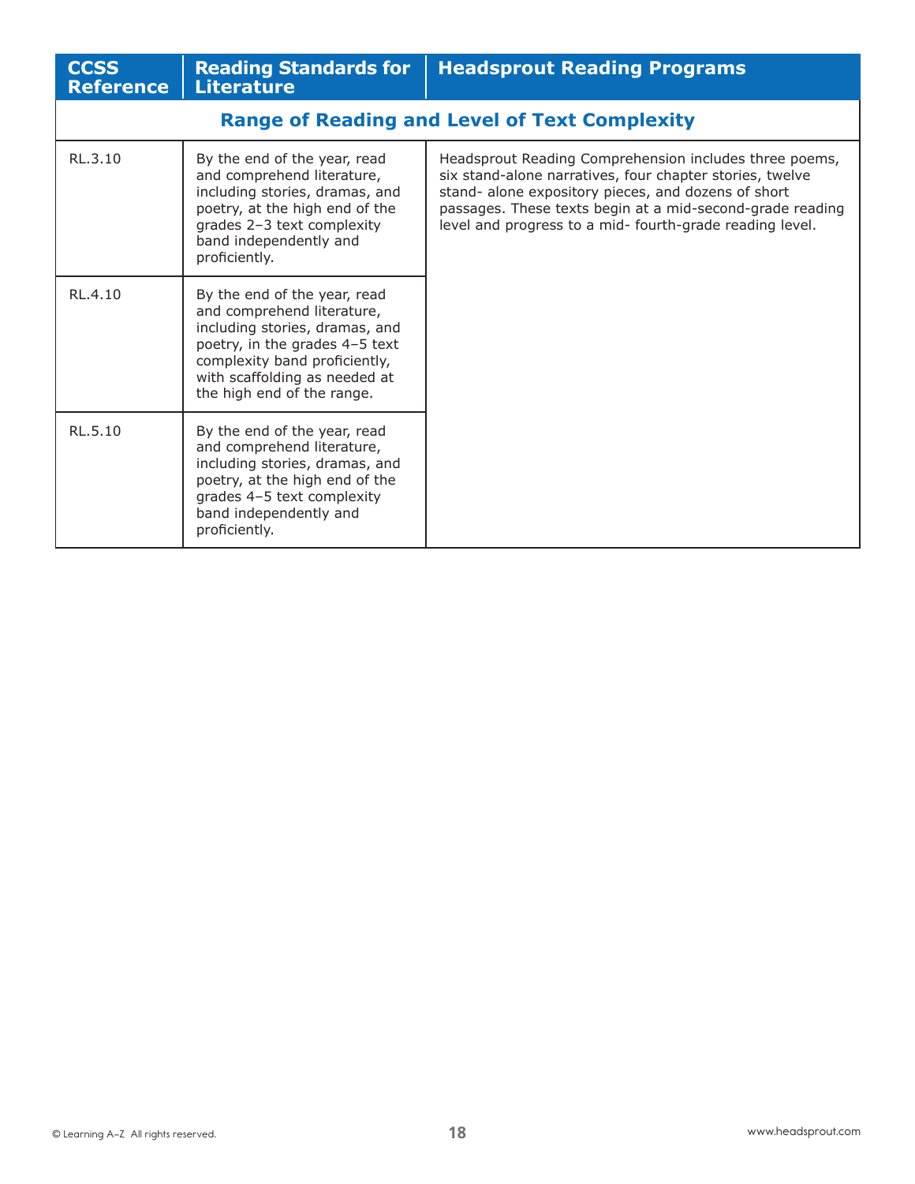| CCSS Reference | Reading Standards for Literature | Headsprout Reading Programs |
|---|---|---|
| **Range of Reading and Level of Text Complexity** | | |
| RL.3.10 | By the end of the year, read and comprehend literature, including stories, dramas, and poetry, at the high end of the grades 2–3 text complexity band independently and proficiently. | Headsprout Reading Comprehension includes three poems, six stand-alone narratives, four chapter stories, twelve stand- alone expository pieces, and dozens of short passages. These texts begin at a mid-second-grade reading level and progress to a mid- fourth-grade reading level. |
| RL.4.10 | By the end of the year, read and comprehend literature, including stories, dramas, and poetry, in the grades 4–5 text complexity band proficiently, with scaffolding as needed at the high end of the range. | |
| RL.5.10 | By the end of the year, read and comprehend literature, including stories, dramas, and poetry, at the high end of the grades 4–5 text complexity band independently and proficiently. | |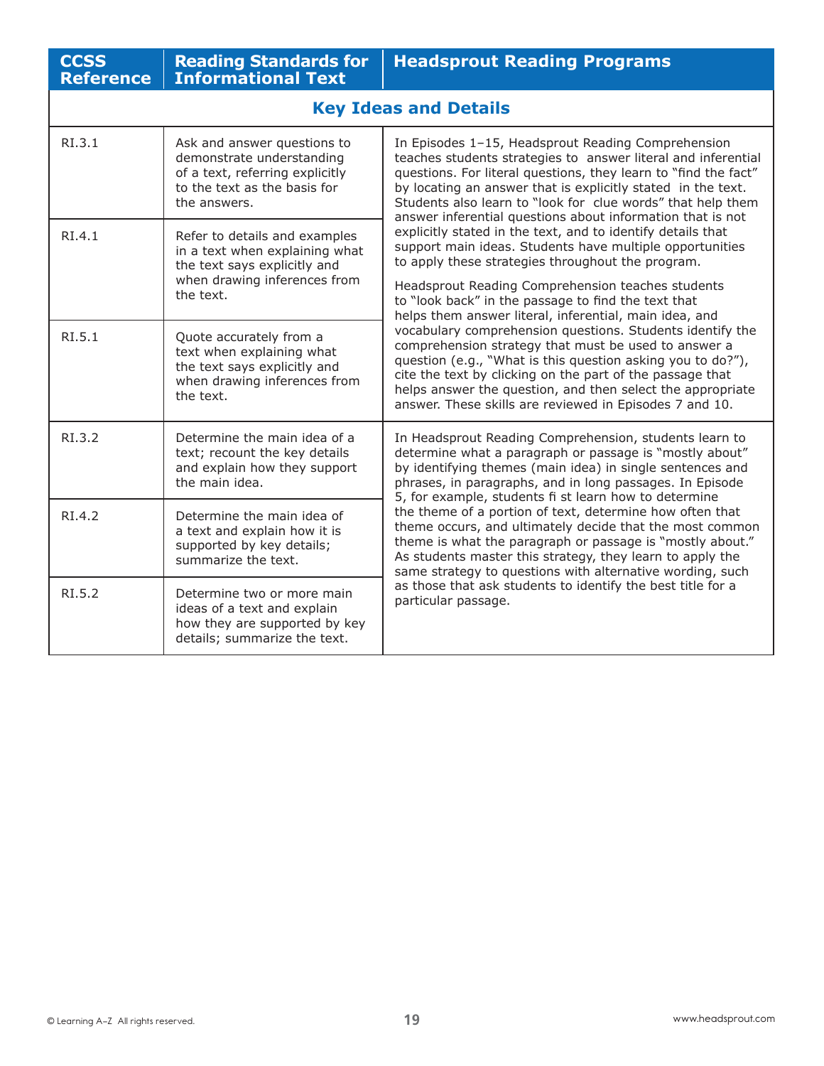| CCSS Reference | Reading Standards for Informational Text | Headsprout Reading Programs |
|---|---|---|
| **Key Ideas and Details** | | |
| RI.3.1 | Ask and answer questions to demonstrate understanding of a text, referring explicitly to the text as the basis for the answers. | In Episodes 1–15, Headsprout Reading Comprehension teaches students strategies to answer literal and inferential questions. For literal questions, they learn to "find the fact" by locating an answer that is explicitly stated in the text. Students also learn to "look for clue words" that help them answer inferential questions about information that is not explicitly stated in the text, and to identify details that support main ideas. Students have multiple opportunities to apply these strategies throughout the program.<br><br>Headsprout Reading Comprehension teaches students to "look back" in the passage to find the text that helps them answer literal, inferential, main idea, and vocabulary comprehension questions. Students identify the comprehension strategy that must be used to answer a question (e.g., "What is this question asking you to do?"), cite the text by clicking on the part of the passage that helps answer the question, and then select the appropriate answer. These skills are reviewed in Episodes 7 and 10. |
| RI.4.1 | Refer to details and examples in a text when explaining what the text says explicitly and when drawing inferences from the text. | |
| RI.5.1 | Quote accurately from a text when explaining what the text says explicitly and when drawing inferences from the text. | |
| RI.3.2 | Determine the main idea of a text; recount the key details and explain how they support the main idea. | In Headsprout Reading Comprehension, students learn to determine what a paragraph or passage is "mostly about" by identifying themes (main idea) in single sentences and phrases, in paragraphs, and in long passages. In Episode 5, for example, students fi st learn how to determine the theme of a portion of text, determine how often that theme occurs, and ultimately decide that the most common theme is what the paragraph or passage is "mostly about." As students master this strategy, they learn to apply the same strategy to questions with alternative wording, such as those that ask students to identify the best title for a particular passage. |
| RI.4.2 | Determine the main idea of a text and explain how it is supported by key details; summarize the text. | |
| RI.5.2 | Determine two or more main ideas of a text and explain how they are supported by key details; summarize the text. | |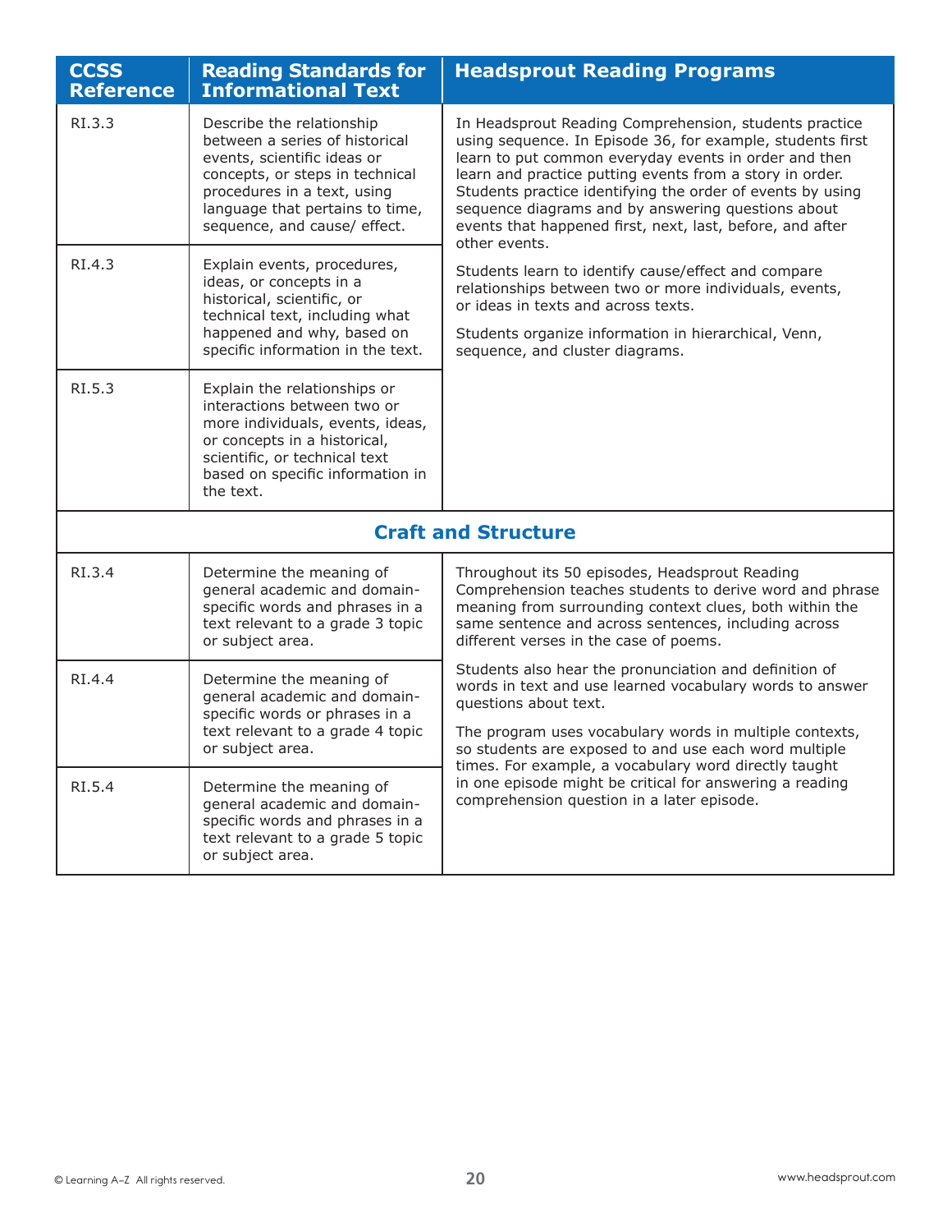| CCSS Reference | Reading Standards for Informational Text | Headsprout Reading Programs |
|---|---|---|
| RI.3.3 | Describe the relationship between a series of historical events, scientific ideas or concepts, or steps in technical procedures in a text, using language that pertains to time, sequence, and cause/ effect. | In Headsprout Reading Comprehension, students practice using sequence. In Episode 36, for example, students first learn to put common everyday events in order and then learn and practice putting events from a story in order. Students practice identifying the order of events by using sequence diagrams and by answering questions about events that happened first, next, last, before, and after other events.<br><br>Students learn to identify cause/effect and compare relationships between two or more individuals, events, or ideas in texts and across texts.<br><br>Students organize information in hierarchical, Venn, sequence, and cluster diagrams. |
| RI.4.3 | Explain events, procedures, ideas, or concepts in a historical, scientific, or technical text, including what happened and why, based on specific information in the text. | |
| RI.5.3 | Explain the relationships or interactions between two or more individuals, events, ideas, or concepts in a historical, scientific, or technical text based on specific information in the text. | |
| **Craft and Structure** | | |
| RI.3.4 | Determine the meaning of general academic and domain-specific words and phrases in a text relevant to a grade 3 topic or subject area. | Throughout its 50 episodes, Headsprout Reading Comprehension teaches students to derive word and phrase meaning from surrounding context clues, both within the same sentence and across sentences, including across different verses in the case of poems.<br><br>Students also hear the pronunciation and definition of words in text and use learned vocabulary words to answer questions about text.<br><br>The program uses vocabulary words in multiple contexts, so students are exposed to and use each word multiple times. For example, a vocabulary word directly taught in one episode might be critical for answering a reading comprehension question in a later episode. |
| RI.4.4 | Determine the meaning of general academic and domain-specific words or phrases in a text relevant to a grade 4 topic or subject area. | |
| RI.5.4 | Determine the meaning of general academic and domain-specific words and phrases in a text relevant to a grade 5 topic or subject area. | |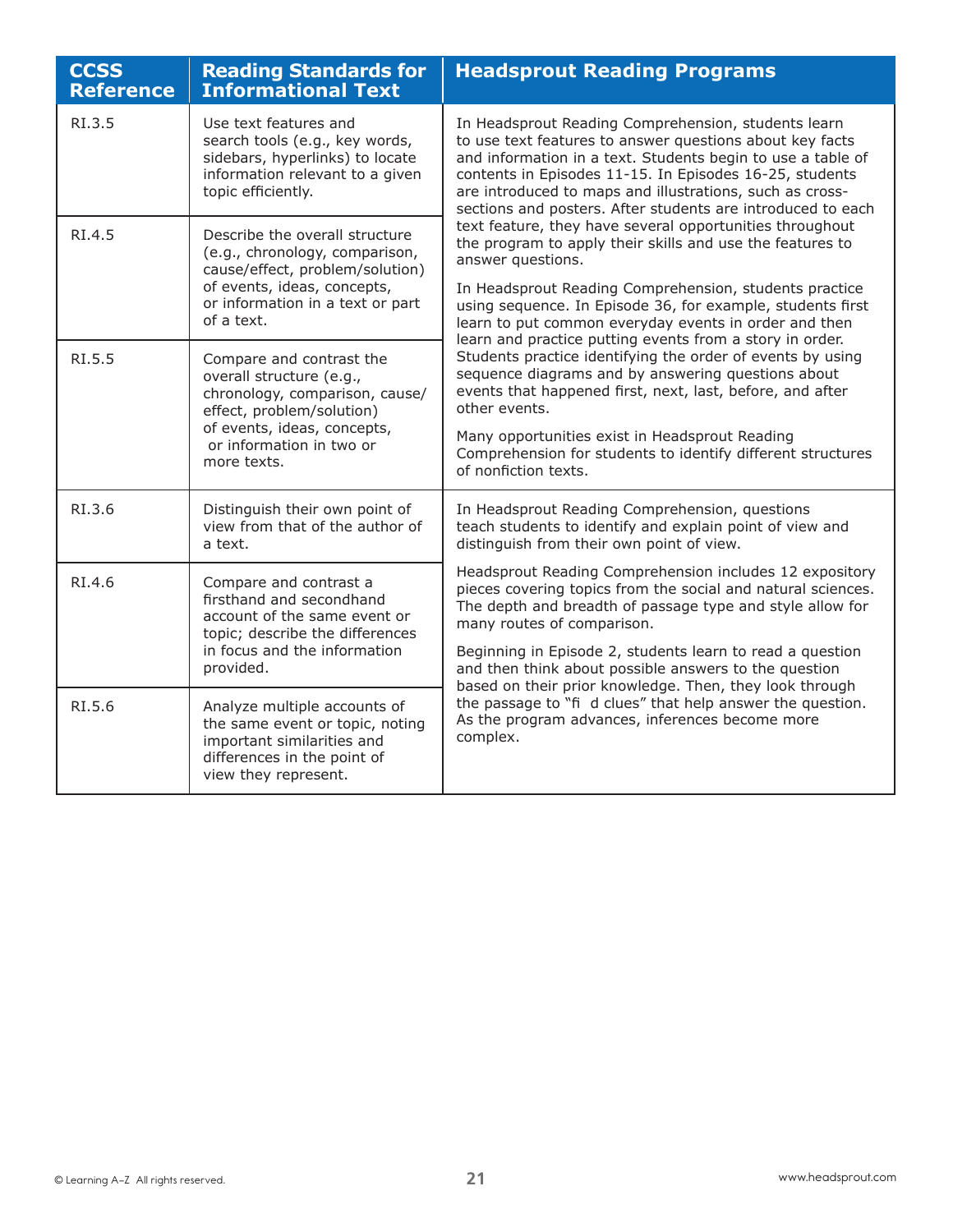| CCSS Reference | Reading Standards for Informational Text | Headsprout Reading Programs |
|---|---|---|
| RI.3.5 | Use text features and search tools (e.g., key words, sidebars, hyperlinks) to locate information relevant to a given topic efficiently. | In Headsprout Reading Comprehension, students learn to use text features to answer questions about key facts and information in a text. Students begin to use a table of contents in Episodes 11-15. In Episodes 16-25, students are introduced to maps and illustrations, such as cross-sections and posters. After students are introduced to each text feature, they have several opportunities throughout the program to apply their skills and use the features to answer questions.<br><br>In Headsprout Reading Comprehension, students practice using sequence. In Episode 36, for example, students first learn to put common everyday events in order and then learn and practice putting events from a story in order. Students practice identifying the order of events by using sequence diagrams and by answering questions about events that happened first, next, last, before, and after other events.<br><br>Many opportunities exist in Headsprout Reading Comprehension for students to identify different structures of nonfiction texts. |
| RI.4.5 | Describe the overall structure (e.g., chronology, comparison, cause/effect, problem/solution) of events, ideas, concepts, or information in a text or part of a text. | |
| RI.5.5 | Compare and contrast the overall structure (e.g., chronology, comparison, cause/effect, problem/solution) of events, ideas, concepts, or information in two or more texts. | |
| RI.3.6 | Distinguish their own point of view from that of the author of a text. | In Headsprout Reading Comprehension, questions teach students to identify and explain point of view and distinguish from their own point of view.<br><br>Headsprout Reading Comprehension includes 12 expository pieces covering topics from the social and natural sciences. The depth and breadth of passage type and style allow for many routes of comparison.<br><br>Beginning in Episode 2, students learn to read a question and then think about possible answers to the question based on their prior knowledge. Then, they look through the passage to "fi d clues" that help answer the question. As the program advances, inferences become more complex. |
| RI.4.6 | Compare and contrast a firsthand and secondhand account of the same event or topic; describe the differences in focus and the information provided. | |
| RI.5.6 | Analyze multiple accounts of the same event or topic, noting important similarities and differences in the point of view they represent. | |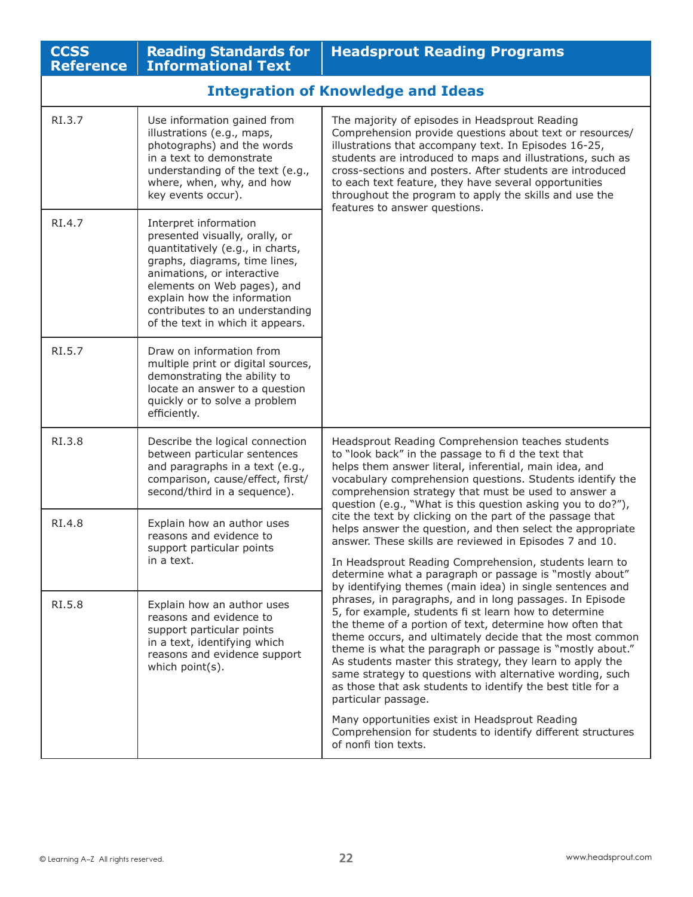| CCSS Reference | Reading Standards for Informational Text | Headsprout Reading Programs |
|---|---|---|
| **Integration of Knowledge and Ideas** | | |
| RI.3.7 | Use information gained from illustrations (e.g., maps, photographs) and the words in a text to demonstrate understanding of the text (e.g., where, when, why, and how key events occur). | The majority of episodes in Headsprout Reading Comprehension provide questions about text or resources/illustrations that accompany text. In Episodes 16-25, students are introduced to maps and illustrations, such as cross-sections and posters. After students are introduced to each text feature, they have several opportunities throughout the program to apply the skills and use the features to answer questions. |
| RI.4.7 | Interpret information presented visually, orally, or quantitatively (e.g., in charts, graphs, diagrams, time lines, animations, or interactive elements on Web pages), and explain how the information contributes to an understanding of the text in which it appears. | |
| RI.5.7 | Draw on information from multiple print or digital sources, demonstrating the ability to locate an answer to a question quickly or to solve a problem efficiently. | |
| RI.3.8 | Describe the logical connection between particular sentences and paragraphs in a text (e.g., comparison, cause/effect, first/second/third in a sequence). | Headsprout Reading Comprehension teaches students to "look back" in the passage to fi d the text that helps them answer literal, inferential, main idea, and vocabulary comprehension questions. Students identify the comprehension strategy that must be used to answer a question (e.g., "What is this question asking you to do?"), cite the text by clicking on the part of the passage that helps answer the question, and then select the appropriate answer. These skills are reviewed in Episodes 7 and 10.<br><br>In Headsprout Reading Comprehension, students learn to determine what a paragraph or passage is "mostly about" by identifying themes (main idea) in single sentences and phrases, in paragraphs, and in long passages. In Episode 5, for example, students fi st learn how to determine the theme of a portion of text, determine how often that theme occurs, and ultimately decide that the most common theme is what the paragraph or passage is "mostly about." As students master this strategy, they learn to apply the same strategy to questions with alternative wording, such as those that ask students to identify the best title for a particular passage.<br><br>Many opportunities exist in Headsprout Reading Comprehension for students to identify different structures of nonfi tion texts. |
| RI.4.8 | Explain how an author uses reasons and evidence to support particular points in a text. | |
| RI.5.8 | Explain how an author uses reasons and evidence to support particular points in a text, identifying which reasons and evidence support which point(s). | |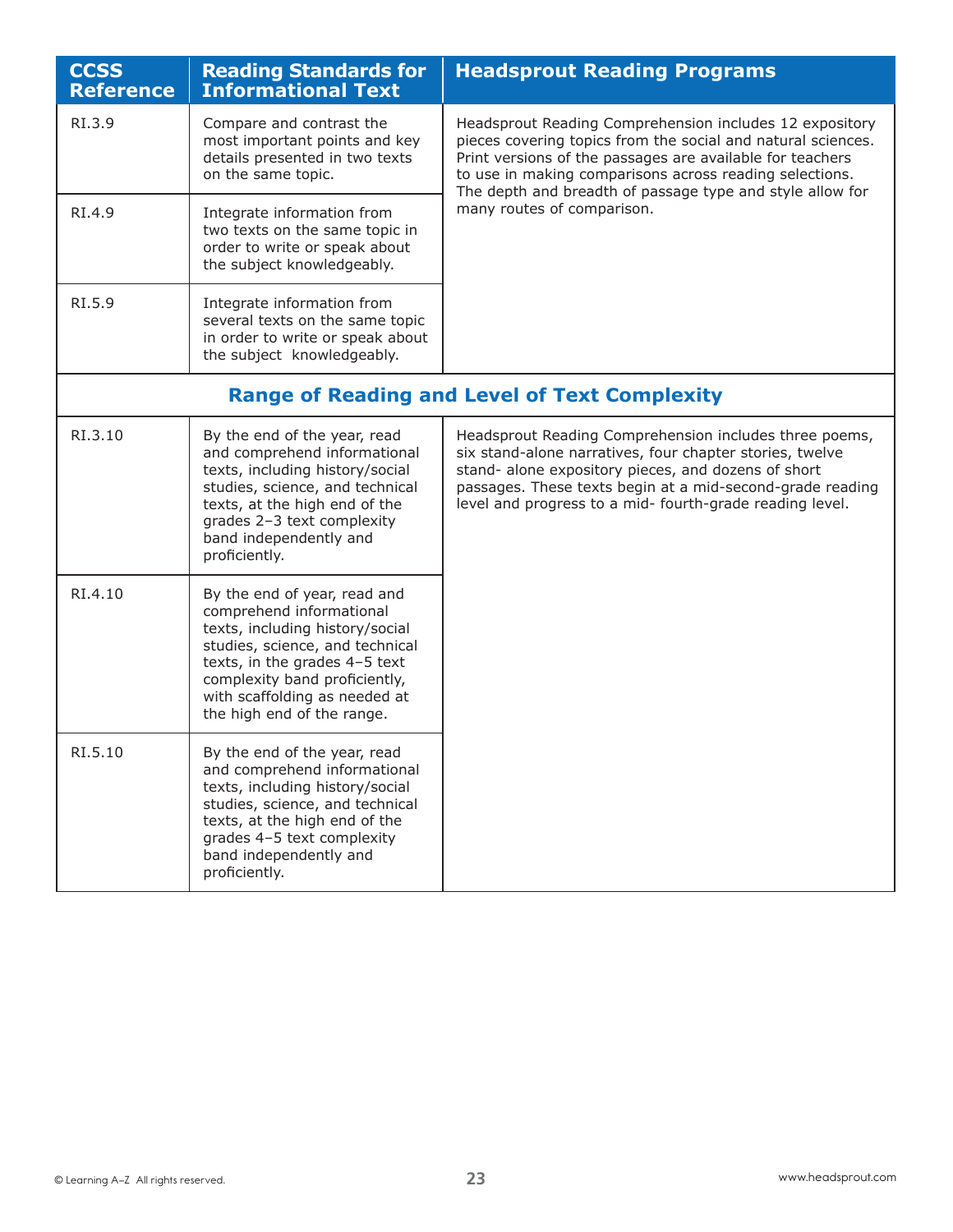| CCSS Reference | Reading Standards for Informational Text | Headsprout Reading Programs |
|---|---|---|
| RI.3.9 | Compare and contrast the most important points and key details presented in two texts on the same topic. | Headsprout Reading Comprehension includes 12 expository pieces covering topics from the social and natural sciences. Print versions of the passages are available for teachers to use in making comparisons across reading selections. The depth and breadth of passage type and style allow for many routes of comparison. |
| RI.4.9 | Integrate information from two texts on the same topic in order to write or speak about the subject knowledgeably. | |
| RI.5.9 | Integrate information from several texts on the same topic in order to write or speak about the subject knowledgeably. | |
| **Range of Reading and Level of Text Complexity** | | |
| RI.3.10 | By the end of the year, read and comprehend informational texts, including history/social studies, science, and technical texts, at the high end of the grades 2–3 text complexity band independently and proficiently. | Headsprout Reading Comprehension includes three poems, six stand-alone narratives, four chapter stories, twelve stand- alone expository pieces, and dozens of short passages. These texts begin at a mid-second-grade reading level and progress to a mid- fourth-grade reading level. |
| RI.4.10 | By the end of year, read and comprehend informational texts, including history/social studies, science, and technical texts, in the grades 4–5 text complexity band proficiently, with scaffolding as needed at the high end of the range. | |
| RI.5.10 | By the end of the year, read and comprehend informational texts, including history/social studies, science, and technical texts, at the high end of the grades 4–5 text complexity band independently and proficiently. | |

© Learning A–Z All rights reserved.

www.headsprout.com